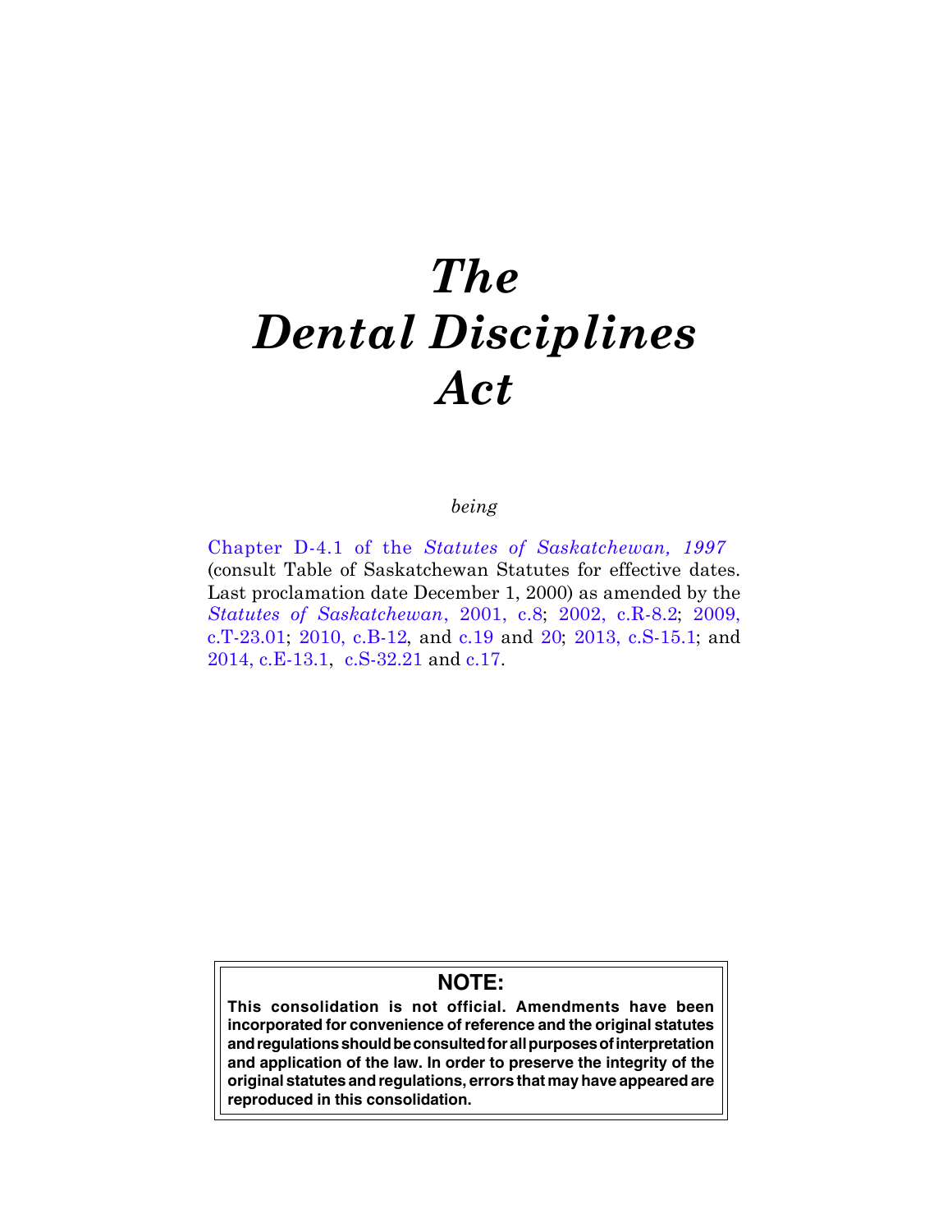# *The Dental Disciplines Act*

*being*

Chapter D-4.1 of the *Statutes of Saskatchewan, 1997* (consult Table of Saskatchewan Statutes for effective dates. Last proclamation date December 1, 2000) as amended by the *Statutes of Saskatchewan*, 2001, c.8; 2002, c.R-8.2; 2009, c.T-23.01; 2010, c.B-12, and c.19 and 20; 2013, c.S-15.1; and 2014, c.E-13.1, c.S-32.21 and c.17.

**NOTE:**

**This consolidation is not official. Amendments have been incorporated for convenience of reference and the original statutes and regulations should be consulted for all purposes of interpretation and application of the law. In order to preserve the integrity of the original statutes and regulations, errors that may have appeared are reproduced in this consolidation.**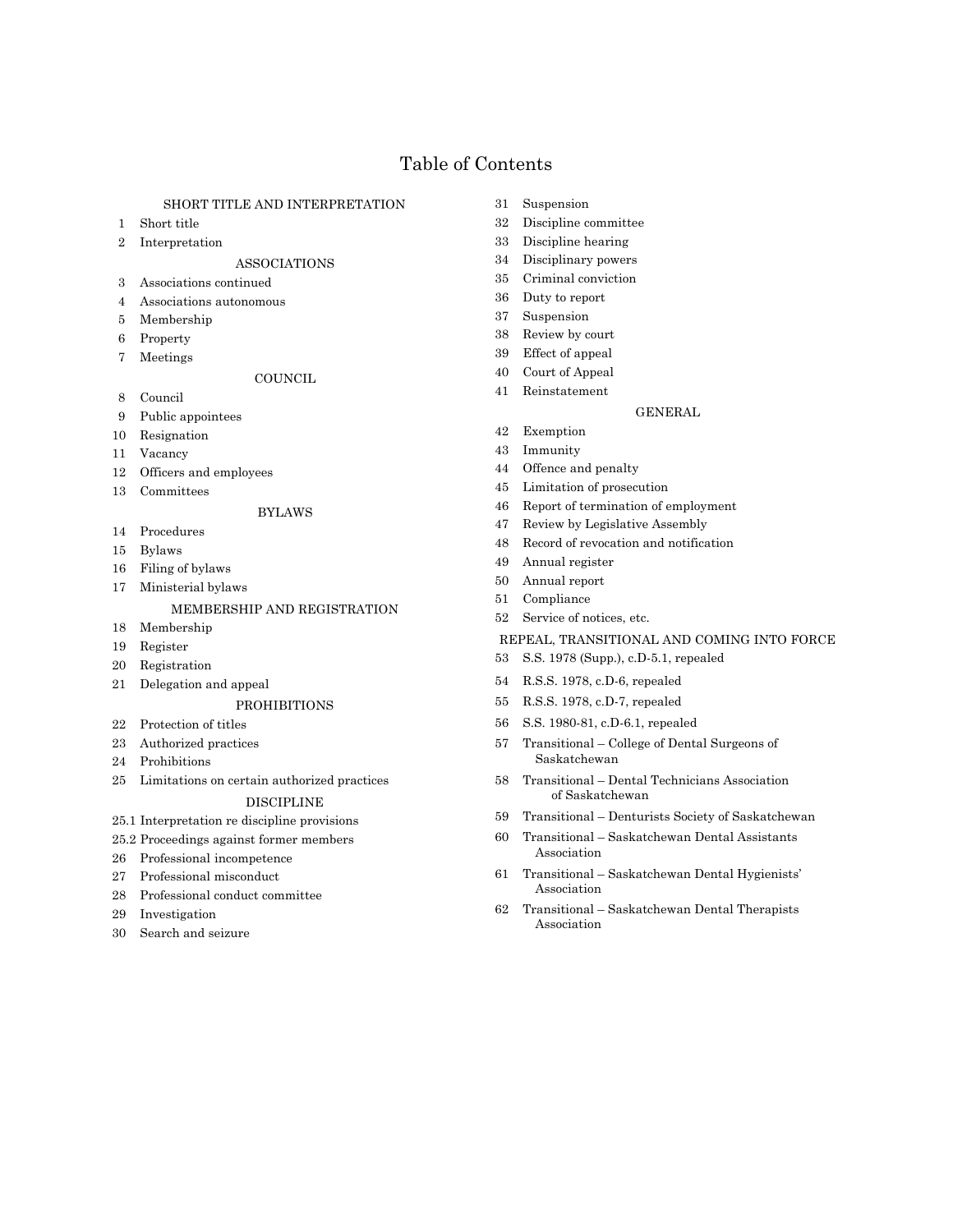# Table of Contents

### SHORT TITLE AND INTERPRETATION

1 Short title

2 Interpretation

### ASSOCIATIONS

3 Associations continued

4 Associations autonomous

5 Membership

6 Property

7 Meetings

### COUNCIL

8 Council

9 Public appointees

10 Resignation

11 Vacancy

12 Officers and employees

13 Committees

### BYLAWS

14 Procedures

15 Bylaws

16 Filing of bylaws

17 Ministerial bylaws

### MEMBERSHIP AND REGISTRATION

18 Membership

19 Register

20 Registration

21 Delegation and appeal

### PROHIBITIONS

22 Protection of titles

23 Authorized practices

24 Prohibitions

25 Limitations on certain authorized practices

### DISCIPLINE

25.1 Interpretation re discipline provisions

25.2 Proceedings against former members

26 Professional incompetence

27 Professional misconduct

28 Professional conduct committee

29 Investigation

30 Search and seizure

31 Suspension

32 Discipline committee

33 Discipline hearing

34 Disciplinary powers

35 Criminal conviction

36 Duty to report

37 Suspension

38 Review by court

39 Effect of appeal

40 Court of Appeal

41 Reinstatement

### GENERAL

42 Exemption

43 Immunity

44 Offence and penalty

45 Limitation of prosecution

46 Report of termination of employment

47 Review by Legislative Assembly

48 Record of revocation and notification

49 Annual register

50 Annual report

51 Compliance

52 Service of notices, etc.

### REPEAL, TRANSITIONAL AND COMING INTO FORCE

53 S.S. 1978 (Supp.), c.D-5.1, repealed

54 R.S.S. 1978, c.D-6, repealed

55 R.S.S. 1978, c.D-7, repealed

56 S.S. 1980-81, c.D-6.1, repealed

57 Transitional – College of Dental Surgeons of Saskatchewan

58 Transitional – Dental Technicians Association of Saskatchewan

59 Transitional – Denturists Society of Saskatchewan

60 Transitional – Saskatchewan Dental Assistants Association

61 Transitional – Saskatchewan Dental Hygienists' Association

62 Transitional – Saskatchewan Dental Therapists Association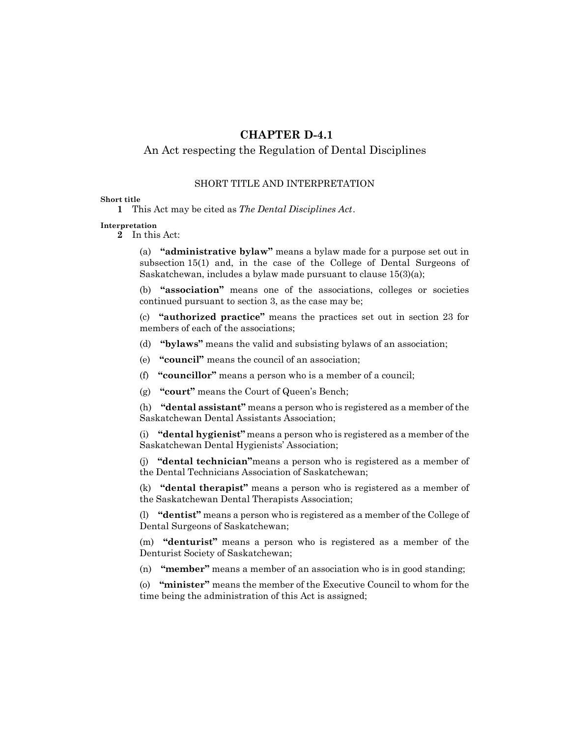# CHAPTER D-4.1

An Act respecting the Regulation of Dental Disciplines

## SHORT TITLE AND INTERPRETATION

**Short title**

**1** This Act may be cited as *The Dental Disciplines Act*.

**Interpretation**

**2** In this Act:

(a) **"administrative bylaw"** means a bylaw made for a purpose set out in subsection 15(1) and, in the case of the College of Dental Surgeons of Saskatchewan, includes a bylaw made pursuant to clause 15(3)(a);

(b) **"association"** means one of the associations, colleges or societies continued pursuant to section 3, as the case may be;

(c) **"authorized practice"** means the practices set out in section 23 for members of each of the associations;

(d) **"bylaws"** means the valid and subsisting bylaws of an association;

(e) **"council"** means the council of an association;

(f) **"councillor"** means a person who is a member of a council;

(g) **"court"** means the Court of Queen's Bench;

(h) **"dental assistant"** means a person who is registered as a member of the Saskatchewan Dental Assistants Association;

(i) **"dental hygienist"** means a person who is registered as a member of the Saskatchewan Dental Hygienists' Association;

(j) **"dental technician"** means a person who is registered as a member of the Dental Technicians Association of Saskatchewan;

(k) **"dental therapist"** means a person who is registered as a member of the Saskatchewan Dental Therapists Association;

(l) **"dentist"** means a person who is registered as a member of the College of Dental Surgeons of Saskatchewan;

(m) **"denturist"** means a person who is registered as a member of the Denturist Society of Saskatchewan;

(n) **"member"** means a member of an association who is in good standing;

(o) **"minister"** means the member of the Executive Council to whom for the time being the administration of this Act is assigned;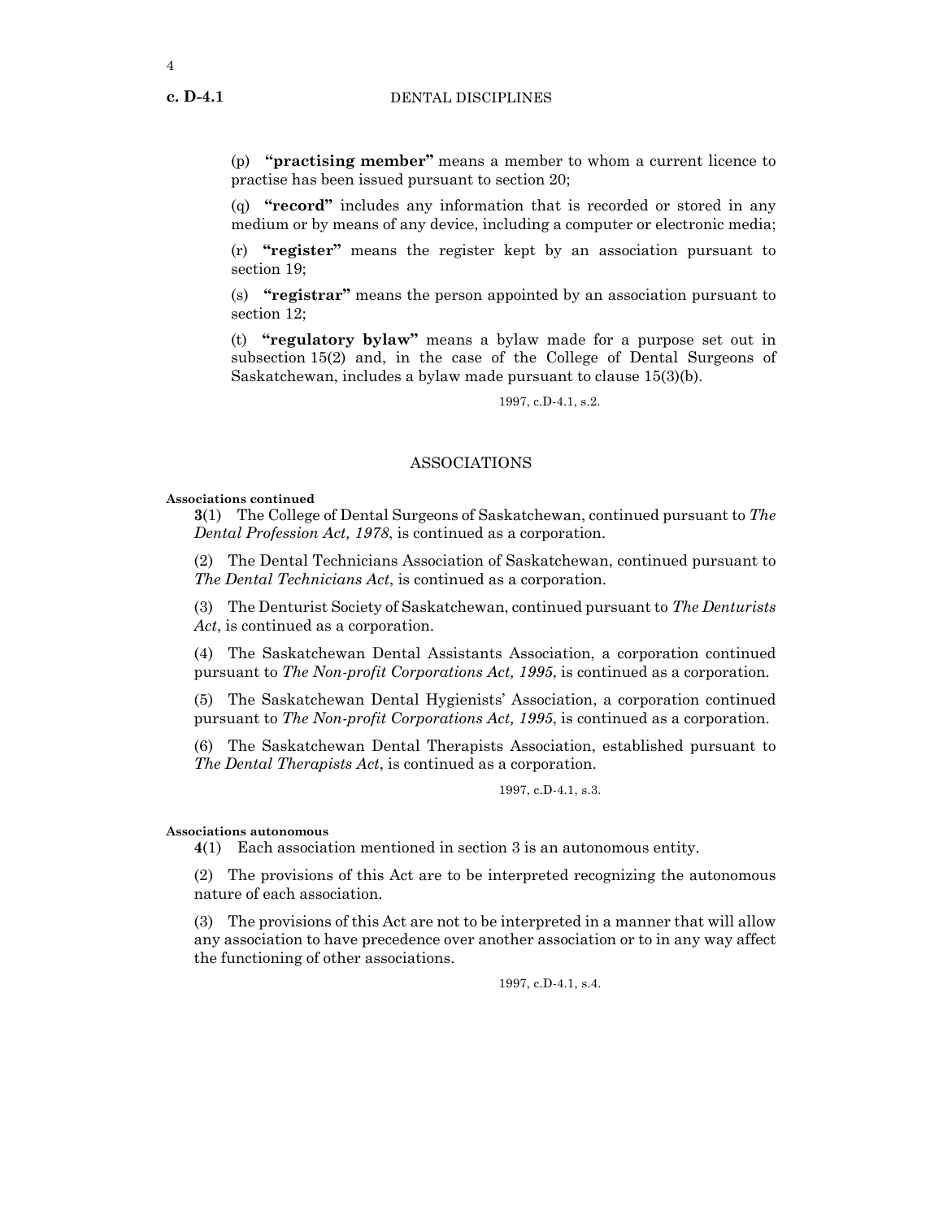(p) **"practising member"** means a member to whom a current licence to practise has been issued pursuant to section 20;

(q) **"record"** includes any information that is recorded or stored in any medium or by means of any device, including a computer or electronic media;

(r) **"register"** means the register kept by an association pursuant to section 19;

(s) **"registrar"** means the person appointed by an association pursuant to section 12;

(t) **"regulatory bylaw"** means a bylaw made for a purpose set out in subsection 15(2) and, in the case of the College of Dental Surgeons of Saskatchewan, includes a bylaw made pursuant to clause 15(3)(b).

1997, c.D-4.1, s.2.

## ASSOCIATIONS

**Associations continued**

**3**(1) The College of Dental Surgeons of Saskatchewan, continued pursuant to *The Dental Profession Act, 1978*, is continued as a corporation.

(2) The Dental Technicians Association of Saskatchewan, continued pursuant to *The Dental Technicians Act*, is continued as a corporation.

(3) The Denturist Society of Saskatchewan, continued pursuant to *The Denturists Act*, is continued as a corporation.

(4) The Saskatchewan Dental Assistants Association, a corporation continued pursuant to *The Non-profit Corporations Act, 1995*, is continued as a corporation.

(5) The Saskatchewan Dental Hygienists' Association, a corporation continued pursuant to *The Non-profit Corporations Act, 1995*, is continued as a corporation.

(6) The Saskatchewan Dental Therapists Association, established pursuant to *The Dental Therapists Act*, is continued as a corporation.

1997, c.D-4.1, s.3.

**Associations autonomous**

**4**(1) Each association mentioned in section 3 is an autonomous entity.

(2) The provisions of this Act are to be interpreted recognizing the autonomous nature of each association.

(3) The provisions of this Act are not to be interpreted in a manner that will allow any association to have precedence over another association or to in any way affect the functioning of other associations.

1997, c.D-4.1, s.4.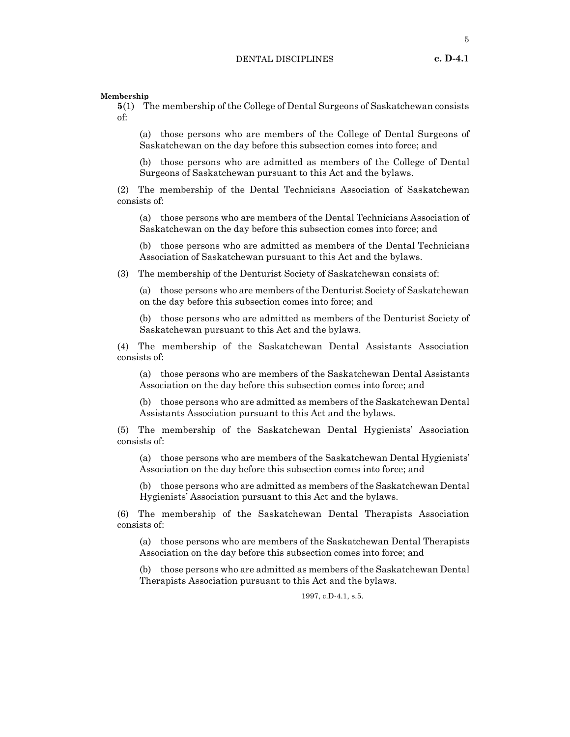**Membership**

**5**(1) The membership of the College of Dental Surgeons of Saskatchewan consists of:

(a) those persons who are members of the College of Dental Surgeons of Saskatchewan on the day before this subsection comes into force; and

(b) those persons who are admitted as members of the College of Dental Surgeons of Saskatchewan pursuant to this Act and the bylaws.

(2) The membership of the Dental Technicians Association of Saskatchewan consists of:

(a) those persons who are members of the Dental Technicians Association of Saskatchewan on the day before this subsection comes into force; and

(b) those persons who are admitted as members of the Dental Technicians Association of Saskatchewan pursuant to this Act and the bylaws.

(3) The membership of the Denturist Society of Saskatchewan consists of:

(a) those persons who are members of the Denturist Society of Saskatchewan on the day before this subsection comes into force; and

(b) those persons who are admitted as members of the Denturist Society of Saskatchewan pursuant to this Act and the bylaws.

(4) The membership of the Saskatchewan Dental Assistants Association consists of:

(a) those persons who are members of the Saskatchewan Dental Assistants Association on the day before this subsection comes into force; and

(b) those persons who are admitted as members of the Saskatchewan Dental Assistants Association pursuant to this Act and the bylaws.

(5) The membership of the Saskatchewan Dental Hygienists' Association consists of:

(a) those persons who are members of the Saskatchewan Dental Hygienists' Association on the day before this subsection comes into force; and

(b) those persons who are admitted as members of the Saskatchewan Dental Hygienists' Association pursuant to this Act and the bylaws.

(6) The membership of the Saskatchewan Dental Therapists Association consists of:

(a) those persons who are members of the Saskatchewan Dental Therapists Association on the day before this subsection comes into force; and

(b) those persons who are admitted as members of the Saskatchewan Dental Therapists Association pursuant to this Act and the bylaws.

1997, c.D-4.1, s.5.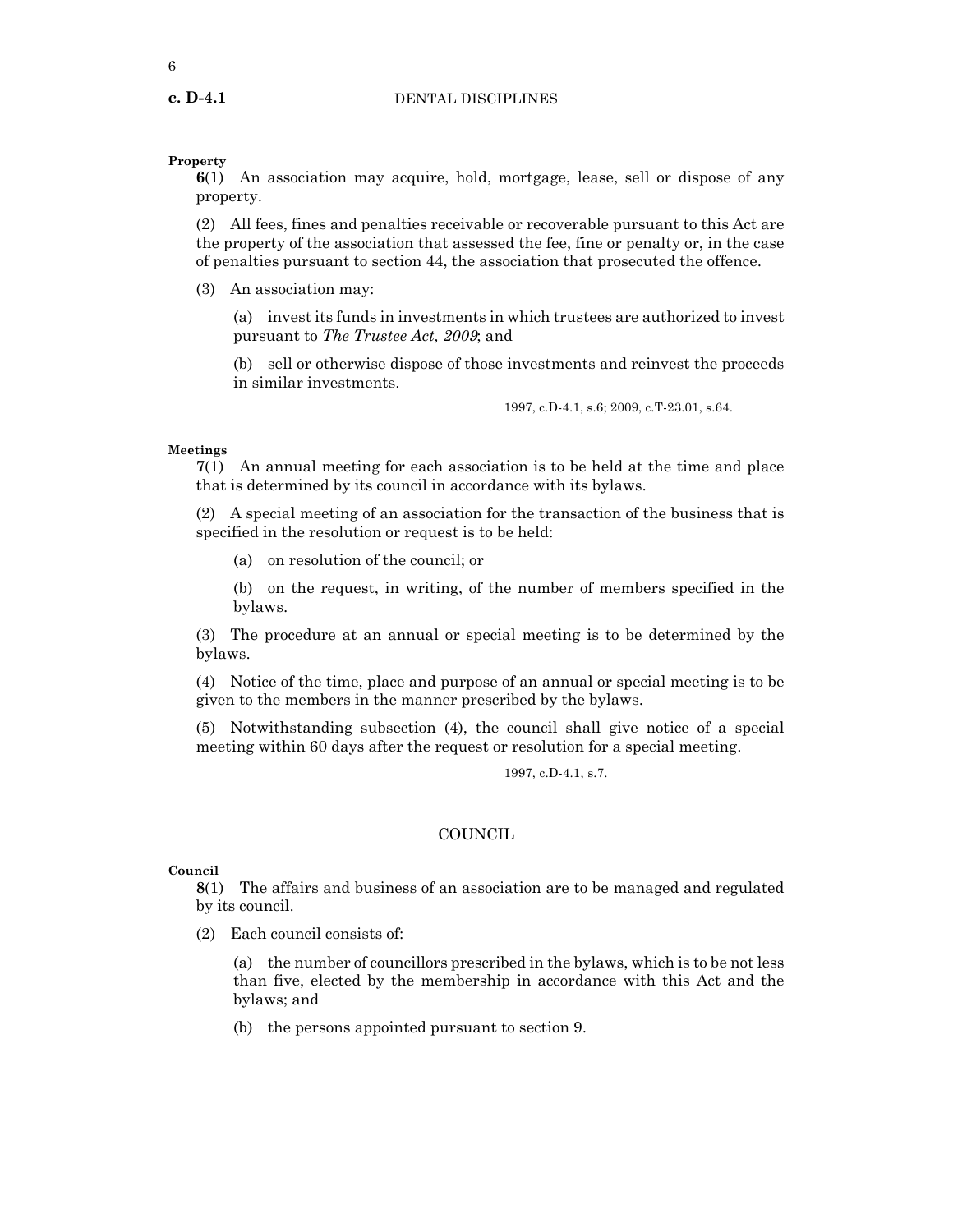**Property**

**6**(1) An association may acquire, hold, mortgage, lease, sell or dispose of any property.

(2) All fees, fines and penalties receivable or recoverable pursuant to this Act are the property of the association that assessed the fee, fine or penalty or, in the case of penalties pursuant to section 44, the association that prosecuted the offence.

(3) An association may:

(a) invest its funds in investments in which trustees are authorized to invest pursuant to *The Trustee Act, 2009*; and

(b) sell or otherwise dispose of those investments and reinvest the proceeds in similar investments.

1997, c.D-4.1, s.6; 2009, c.T-23.01, s.64.

**Meetings**

**7**(1) An annual meeting for each association is to be held at the time and place that is determined by its council in accordance with its bylaws.

(2) A special meeting of an association for the transaction of the business that is specified in the resolution or request is to be held:

(a) on resolution of the council; or

(b) on the request, in writing, of the number of members specified in the bylaws.

(3) The procedure at an annual or special meeting is to be determined by the bylaws.

(4) Notice of the time, place and purpose of an annual or special meeting is to be given to the members in the manner prescribed by the bylaws.

(5) Notwithstanding subsection (4), the council shall give notice of a special meeting within 60 days after the request or resolution for a special meeting.

1997, c.D-4.1, s.7.

## COUNCIL

**Council**

**8**(1) The affairs and business of an association are to be managed and regulated by its council.

(2) Each council consists of:

(a) the number of councillors prescribed in the bylaws, which is to be not less than five, elected by the membership in accordance with this Act and the bylaws; and

(b) the persons appointed pursuant to section 9.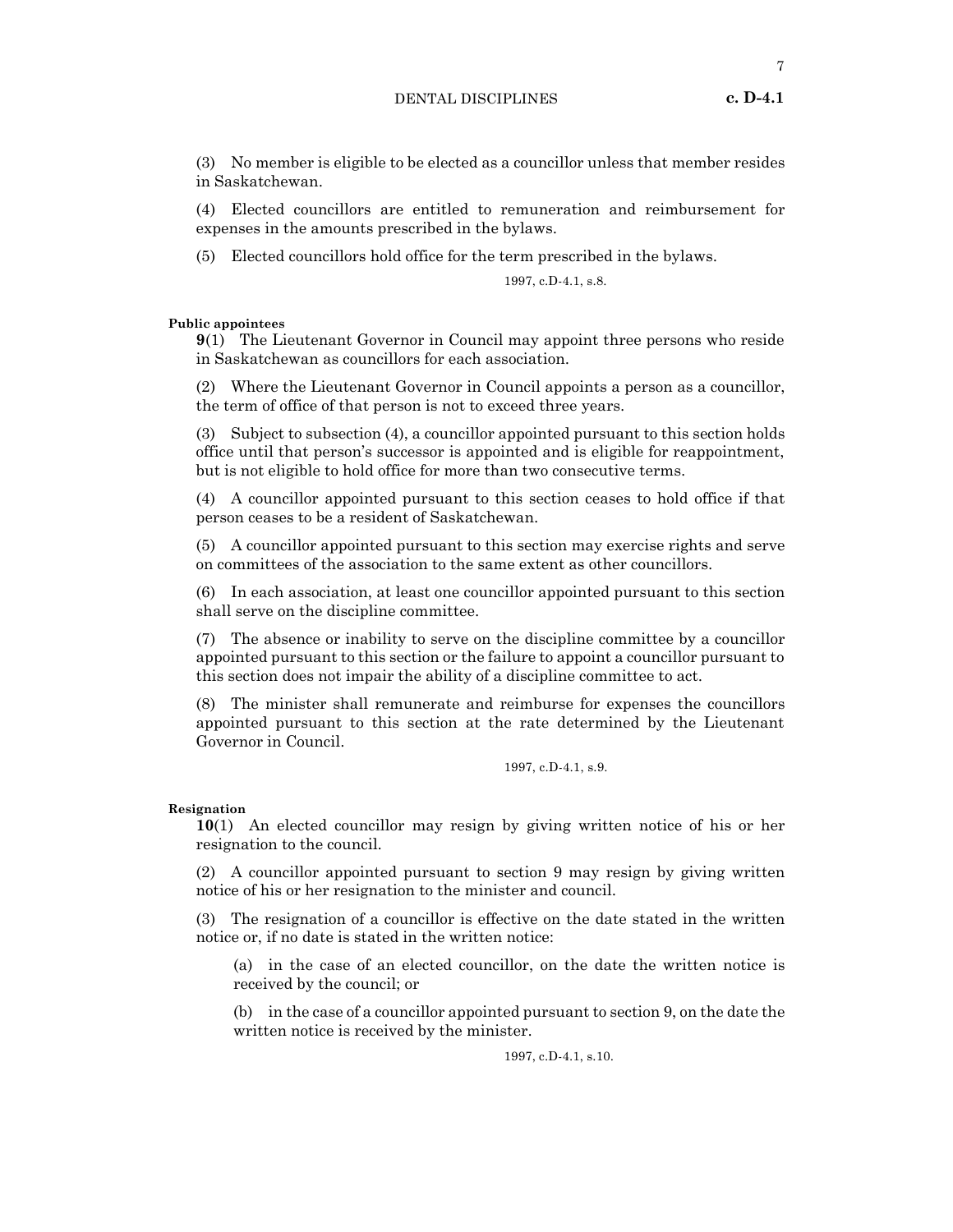(3) No member is eligible to be elected as a councillor unless that member resides in Saskatchewan.

(4) Elected councillors are entitled to remuneration and reimbursement for expenses in the amounts prescribed in the bylaws.

(5) Elected councillors hold office for the term prescribed in the bylaws.

1997, c.D-4.1, s.8.

**Public appointees**

**9**(1) The Lieutenant Governor in Council may appoint three persons who reside in Saskatchewan as councillors for each association.

(2) Where the Lieutenant Governor in Council appoints a person as a councillor, the term of office of that person is not to exceed three years.

(3) Subject to subsection (4), a councillor appointed pursuant to this section holds office until that person's successor is appointed and is eligible for reappointment, but is not eligible to hold office for more than two consecutive terms.

(4) A councillor appointed pursuant to this section ceases to hold office if that person ceases to be a resident of Saskatchewan.

(5) A councillor appointed pursuant to this section may exercise rights and serve on committees of the association to the same extent as other councillors.

(6) In each association, at least one councillor appointed pursuant to this section shall serve on the discipline committee.

(7) The absence or inability to serve on the discipline committee by a councillor appointed pursuant to this section or the failure to appoint a councillor pursuant to this section does not impair the ability of a discipline committee to act.

(8) The minister shall remunerate and reimburse for expenses the councillors appointed pursuant to this section at the rate determined by the Lieutenant Governor in Council.

1997, c.D-4.1, s.9.

**Resignation**

**10**(1) An elected councillor may resign by giving written notice of his or her resignation to the council.

(2) A councillor appointed pursuant to section 9 may resign by giving written notice of his or her resignation to the minister and council.

(3) The resignation of a councillor is effective on the date stated in the written notice or, if no date is stated in the written notice:

(a) in the case of an elected councillor, on the date the written notice is received by the council; or

(b) in the case of a councillor appointed pursuant to section 9, on the date the written notice is received by the minister.

1997, c.D-4.1, s.10.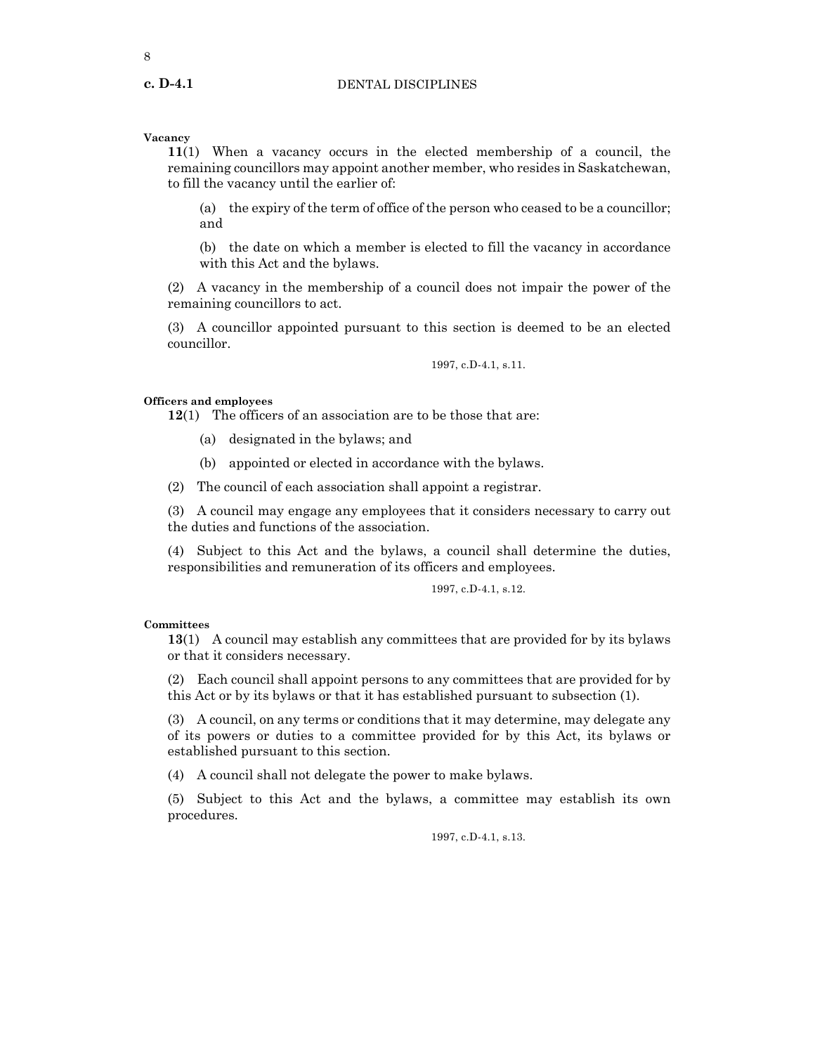**Vacancy**

**11**(1) When a vacancy occurs in the elected membership of a council, the remaining councillors may appoint another member, who resides in Saskatchewan, to fill the vacancy until the earlier of:

(a) the expiry of the term of office of the person who ceased to be a councillor; and

(b) the date on which a member is elected to fill the vacancy in accordance with this Act and the bylaws.

(2) A vacancy in the membership of a council does not impair the power of the remaining councillors to act.

(3) A councillor appointed pursuant to this section is deemed to be an elected councillor.

1997, c.D-4.1, s.11.

**Officers and employees**

**12**(1) The officers of an association are to be those that are:

(a) designated in the bylaws; and

(b) appointed or elected in accordance with the bylaws.

(2) The council of each association shall appoint a registrar.

(3) A council may engage any employees that it considers necessary to carry out the duties and functions of the association.

(4) Subject to this Act and the bylaws, a council shall determine the duties, responsibilities and remuneration of its officers and employees.

1997, c.D-4.1, s.12.

**Committees**

**13**(1) A council may establish any committees that are provided for by its bylaws or that it considers necessary.

(2) Each council shall appoint persons to any committees that are provided for by this Act or by its bylaws or that it has established pursuant to subsection (1).

(3) A council, on any terms or conditions that it may determine, may delegate any of its powers or duties to a committee provided for by this Act, its bylaws or established pursuant to this section.

(4) A council shall not delegate the power to make bylaws.

(5) Subject to this Act and the bylaws, a committee may establish its own procedures.

1997, c.D-4.1, s.13.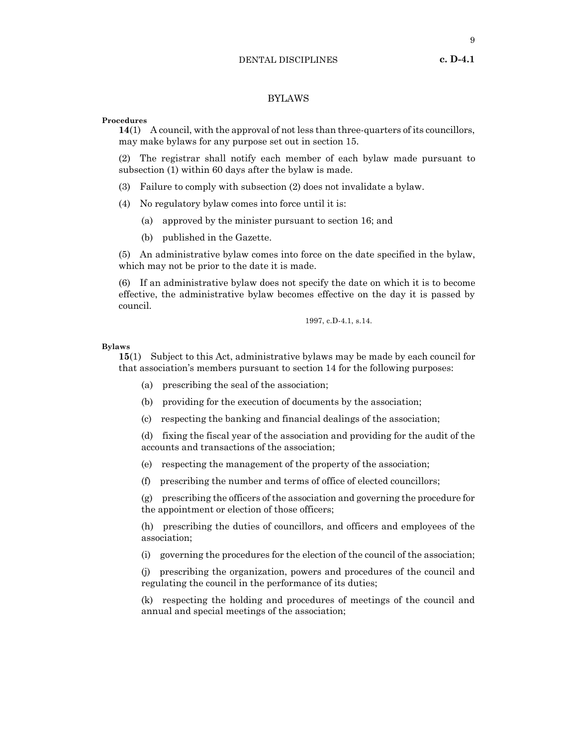## BYLAWS

**Procedures**

**14**(1) A council, with the approval of not less than three-quarters of its councillors, may make bylaws for any purpose set out in section 15.

(2) The registrar shall notify each member of each bylaw made pursuant to subsection (1) within 60 days after the bylaw is made.

(3) Failure to comply with subsection (2) does not invalidate a bylaw.

(4) No regulatory bylaw comes into force until it is:

(a) approved by the minister pursuant to section 16; and

(b) published in the Gazette.

(5) An administrative bylaw comes into force on the date specified in the bylaw, which may not be prior to the date it is made.

(6) If an administrative bylaw does not specify the date on which it is to become effective, the administrative bylaw becomes effective on the day it is passed by council.

1997, c.D-4.1, s.14.

**Bylaws**

**15**(1) Subject to this Act, administrative bylaws may be made by each council for that association's members pursuant to section 14 for the following purposes:

(a) prescribing the seal of the association;

(b) providing for the execution of documents by the association;

(c) respecting the banking and financial dealings of the association;

(d) fixing the fiscal year of the association and providing for the audit of the accounts and transactions of the association;

(e) respecting the management of the property of the association;

(f) prescribing the number and terms of office of elected councillors;

(g) prescribing the officers of the association and governing the procedure for the appointment or election of those officers;

(h) prescribing the duties of councillors, and officers and employees of the association;

(i) governing the procedures for the election of the council of the association;

(j) prescribing the organization, powers and procedures of the council and regulating the council in the performance of its duties;

(k) respecting the holding and procedures of meetings of the council and annual and special meetings of the association;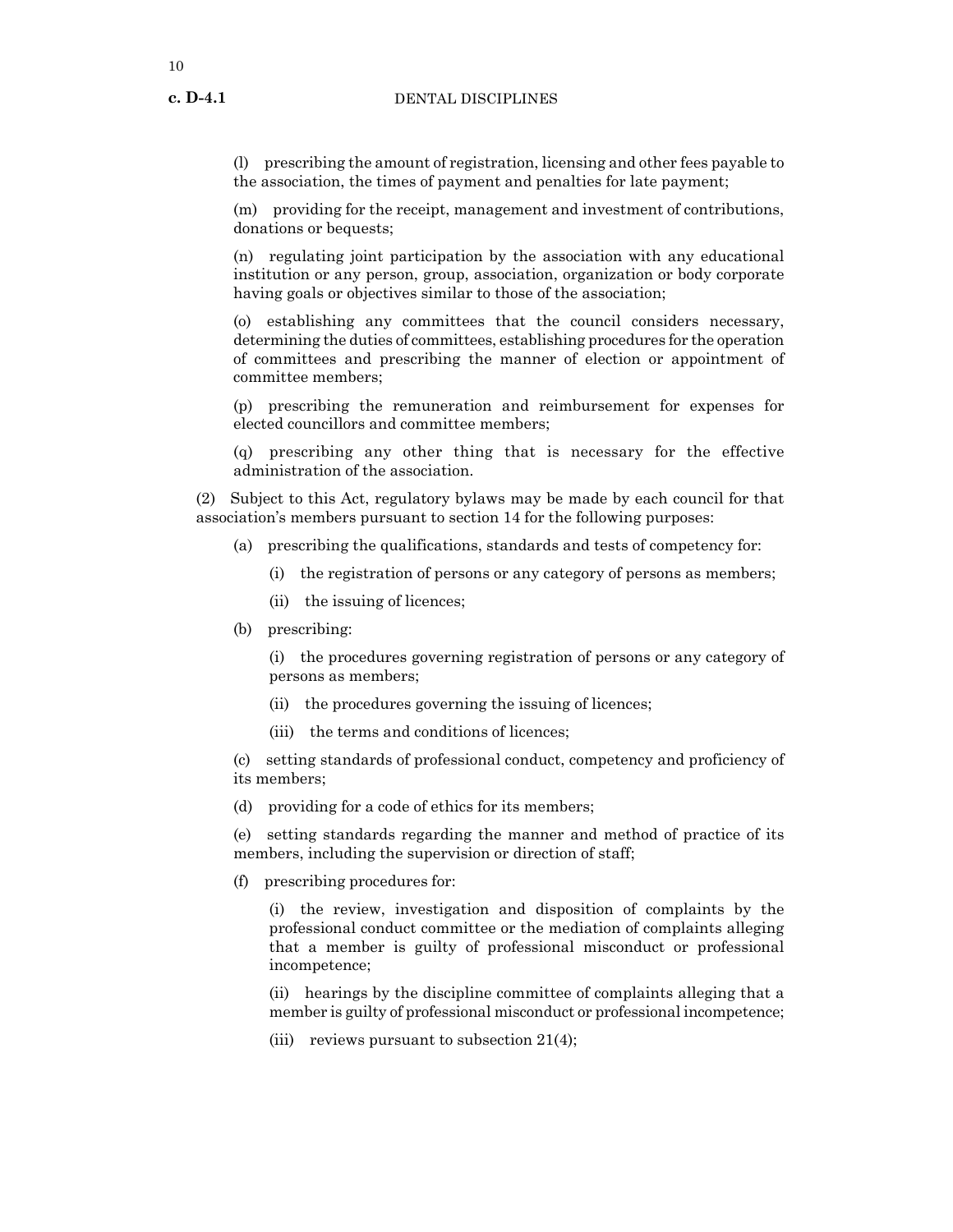(l) prescribing the amount of registration, licensing and other fees payable to the association, the times of payment and penalties for late payment;

(m) providing for the receipt, management and investment of contributions, donations or bequests;

(n) regulating joint participation by the association with any educational institution or any person, group, association, organization or body corporate having goals or objectives similar to those of the association;

(o) establishing any committees that the council considers necessary, determining the duties of committees, establishing procedures for the operation of committees and prescribing the manner of election or appointment of committee members;

(p) prescribing the remuneration and reimbursement for expenses for elected councillors and committee members;

(q) prescribing any other thing that is necessary for the effective administration of the association.

(2) Subject to this Act, regulatory bylaws may be made by each council for that association's members pursuant to section 14 for the following purposes:

(a) prescribing the qualifications, standards and tests of competency for:

(i) the registration of persons or any category of persons as members;

(ii) the issuing of licences;

(b) prescribing:

(i) the procedures governing registration of persons or any category of persons as members;

(ii) the procedures governing the issuing of licences;

(iii) the terms and conditions of licences;

(c) setting standards of professional conduct, competency and proficiency of its members;

(d) providing for a code of ethics for its members;

(e) setting standards regarding the manner and method of practice of its members, including the supervision or direction of staff;

(f) prescribing procedures for:

(i) the review, investigation and disposition of complaints by the professional conduct committee or the mediation of complaints alleging that a member is guilty of professional misconduct or professional incompetence;

(ii) hearings by the discipline committee of complaints alleging that a member is guilty of professional misconduct or professional incompetence;

(iii) reviews pursuant to subsection 21(4);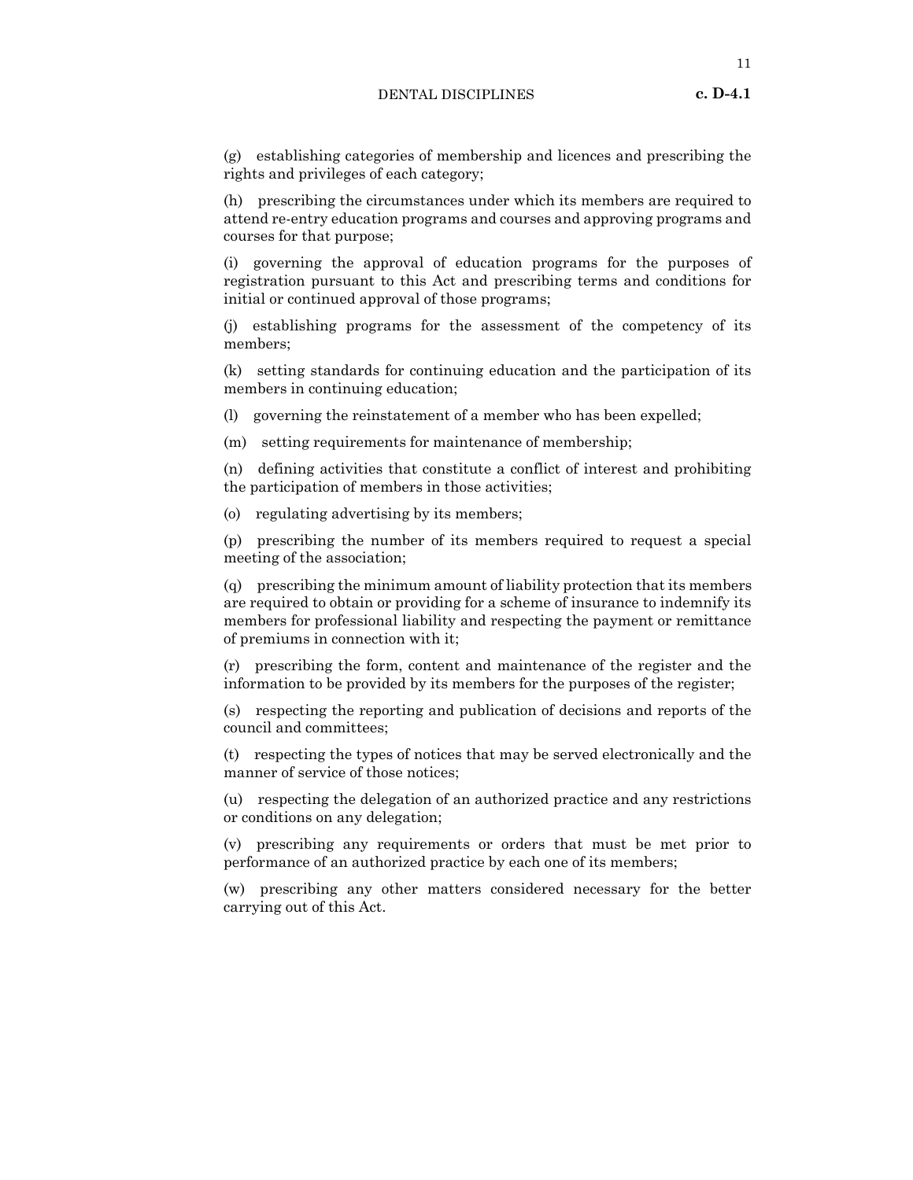(g) establishing categories of membership and licences and prescribing the rights and privileges of each category;

(h) prescribing the circumstances under which its members are required to attend re-entry education programs and courses and approving programs and courses for that purpose;

(i) governing the approval of education programs for the purposes of registration pursuant to this Act and prescribing terms and conditions for initial or continued approval of those programs;

(j) establishing programs for the assessment of the competency of its members;

(k) setting standards for continuing education and the participation of its members in continuing education;

(l) governing the reinstatement of a member who has been expelled;

(m) setting requirements for maintenance of membership;

(n) defining activities that constitute a conflict of interest and prohibiting the participation of members in those activities;

(o) regulating advertising by its members;

(p) prescribing the number of its members required to request a special meeting of the association;

(q) prescribing the minimum amount of liability protection that its members are required to obtain or providing for a scheme of insurance to indemnify its members for professional liability and respecting the payment or remittance of premiums in connection with it;

(r) prescribing the form, content and maintenance of the register and the information to be provided by its members for the purposes of the register;

(s) respecting the reporting and publication of decisions and reports of the council and committees;

(t) respecting the types of notices that may be served electronically and the manner of service of those notices;

(u) respecting the delegation of an authorized practice and any restrictions or conditions on any delegation;

(v) prescribing any requirements or orders that must be met prior to performance of an authorized practice by each one of its members;

(w) prescribing any other matters considered necessary for the better carrying out of this Act.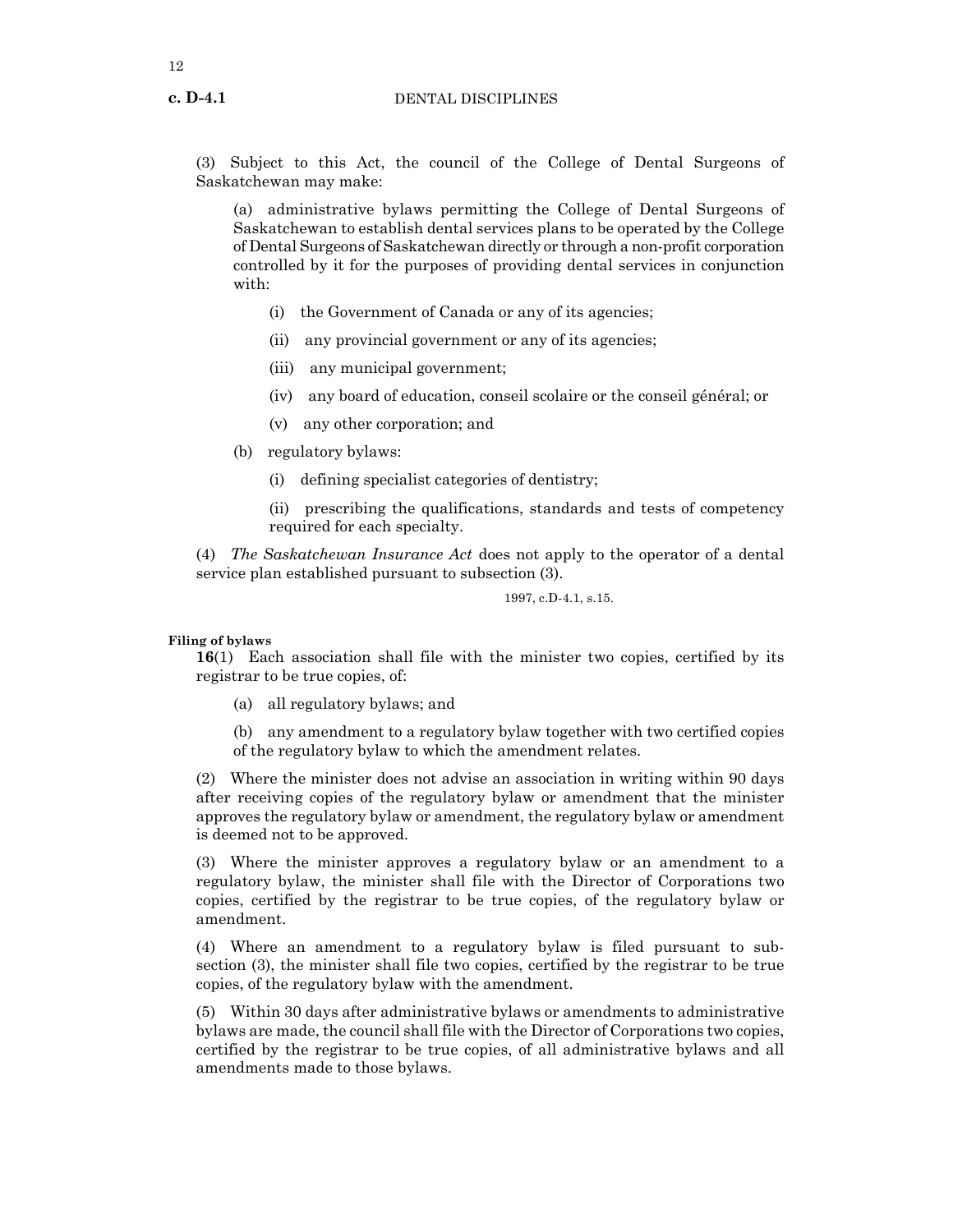(3) Subject to this Act, the council of the College of Dental Surgeons of Saskatchewan may make:

(a) administrative bylaws permitting the College of Dental Surgeons of Saskatchewan to establish dental services plans to be operated by the College of Dental Surgeons of Saskatchewan directly or through a non-profit corporation controlled by it for the purposes of providing dental services in conjunction with:

(i) the Government of Canada or any of its agencies;

(ii) any provincial government or any of its agencies;

(iii) any municipal government;

(iv) any board of education, conseil scolaire or the conseil général; or

(v) any other corporation; and

(b) regulatory bylaws:

(i) defining specialist categories of dentistry;

(ii) prescribing the qualifications, standards and tests of competency required for each specialty.

(4) *The Saskatchewan Insurance Act* does not apply to the operator of a dental service plan established pursuant to subsection (3).

1997, c.D-4.1, s.15.

**Filing of bylaws**

**16**(1) Each association shall file with the minister two copies, certified by its registrar to be true copies, of:

(a) all regulatory bylaws; and

(b) any amendment to a regulatory bylaw together with two certified copies of the regulatory bylaw to which the amendment relates.

(2) Where the minister does not advise an association in writing within 90 days after receiving copies of the regulatory bylaw or amendment that the minister approves the regulatory bylaw or amendment, the regulatory bylaw or amendment is deemed not to be approved.

(3) Where the minister approves a regulatory bylaw or an amendment to a regulatory bylaw, the minister shall file with the Director of Corporations two copies, certified by the registrar to be true copies, of the regulatory bylaw or amendment.

(4) Where an amendment to a regulatory bylaw is filed pursuant to subsection (3), the minister shall file two copies, certified by the registrar to be true copies, of the regulatory bylaw with the amendment.

(5) Within 30 days after administrative bylaws or amendments to administrative bylaws are made, the council shall file with the Director of Corporations two copies, certified by the registrar to be true copies, of all administrative bylaws and all amendments made to those bylaws.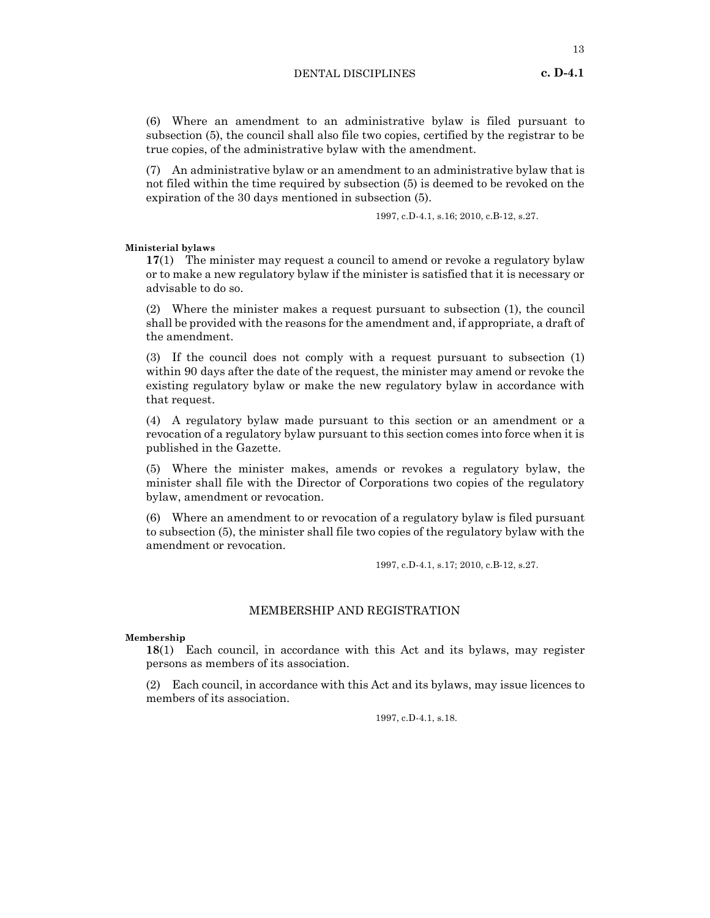(6) Where an amendment to an administrative bylaw is filed pursuant to subsection (5), the council shall also file two copies, certified by the registrar to be true copies, of the administrative bylaw with the amendment.

(7) An administrative bylaw or an amendment to an administrative bylaw that is not filed within the time required by subsection (5) is deemed to be revoked on the expiration of the 30 days mentioned in subsection (5).

1997, c.D-4.1, s.16; 2010, c.B-12, s.27.

**Ministerial bylaws**

**17**(1) The minister may request a council to amend or revoke a regulatory bylaw or to make a new regulatory bylaw if the minister is satisfied that it is necessary or advisable to do so.

(2) Where the minister makes a request pursuant to subsection (1), the council shall be provided with the reasons for the amendment and, if appropriate, a draft of the amendment.

(3) If the council does not comply with a request pursuant to subsection (1) within 90 days after the date of the request, the minister may amend or revoke the existing regulatory bylaw or make the new regulatory bylaw in accordance with that request.

(4) A regulatory bylaw made pursuant to this section or an amendment or a revocation of a regulatory bylaw pursuant to this section comes into force when it is published in the Gazette.

(5) Where the minister makes, amends or revokes a regulatory bylaw, the minister shall file with the Director of Corporations two copies of the regulatory bylaw, amendment or revocation.

(6) Where an amendment to or revocation of a regulatory bylaw is filed pursuant to subsection (5), the minister shall file two copies of the regulatory bylaw with the amendment or revocation.

1997, c.D-4.1, s.17; 2010, c.B-12, s.27.

## MEMBERSHIP AND REGISTRATION

**Membership**

**18**(1) Each council, in accordance with this Act and its bylaws, may register persons as members of its association.

(2) Each council, in accordance with this Act and its bylaws, may issue licences to members of its association.

1997, c.D-4.1, s.18.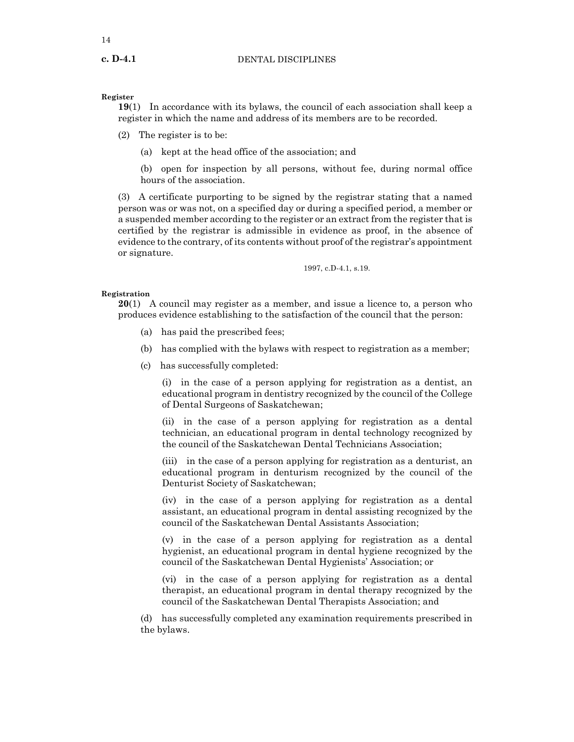**Register**

**19**(1) In accordance with its bylaws, the council of each association shall keep a register in which the name and address of its members are to be recorded.

(2) The register is to be:

(a) kept at the head office of the association; and

(b) open for inspection by all persons, without fee, during normal office hours of the association.

(3) A certificate purporting to be signed by the registrar stating that a named person was or was not, on a specified day or during a specified period, a member or a suspended member according to the register or an extract from the register that is certified by the registrar is admissible in evidence as proof, in the absence of evidence to the contrary, of its contents without proof of the registrar's appointment or signature.

1997, c.D-4.1, s.19.

**Registration**

**20**(1) A council may register as a member, and issue a licence to, a person who produces evidence establishing to the satisfaction of the council that the person:

(a) has paid the prescribed fees;

(b) has complied with the bylaws with respect to registration as a member;

(c) has successfully completed:

(i) in the case of a person applying for registration as a dentist, an educational program in dentistry recognized by the council of the College of Dental Surgeons of Saskatchewan;

(ii) in the case of a person applying for registration as a dental technician, an educational program in dental technology recognized by the council of the Saskatchewan Dental Technicians Association;

(iii) in the case of a person applying for registration as a denturist, an educational program in denturism recognized by the council of the Denturist Society of Saskatchewan;

(iv) in the case of a person applying for registration as a dental assistant, an educational program in dental assisting recognized by the council of the Saskatchewan Dental Assistants Association;

(v) in the case of a person applying for registration as a dental hygienist, an educational program in dental hygiene recognized by the council of the Saskatchewan Dental Hygienists' Association; or

(vi) in the case of a person applying for registration as a dental therapist, an educational program in dental therapy recognized by the council of the Saskatchewan Dental Therapists Association; and

(d) has successfully completed any examination requirements prescribed in the bylaws.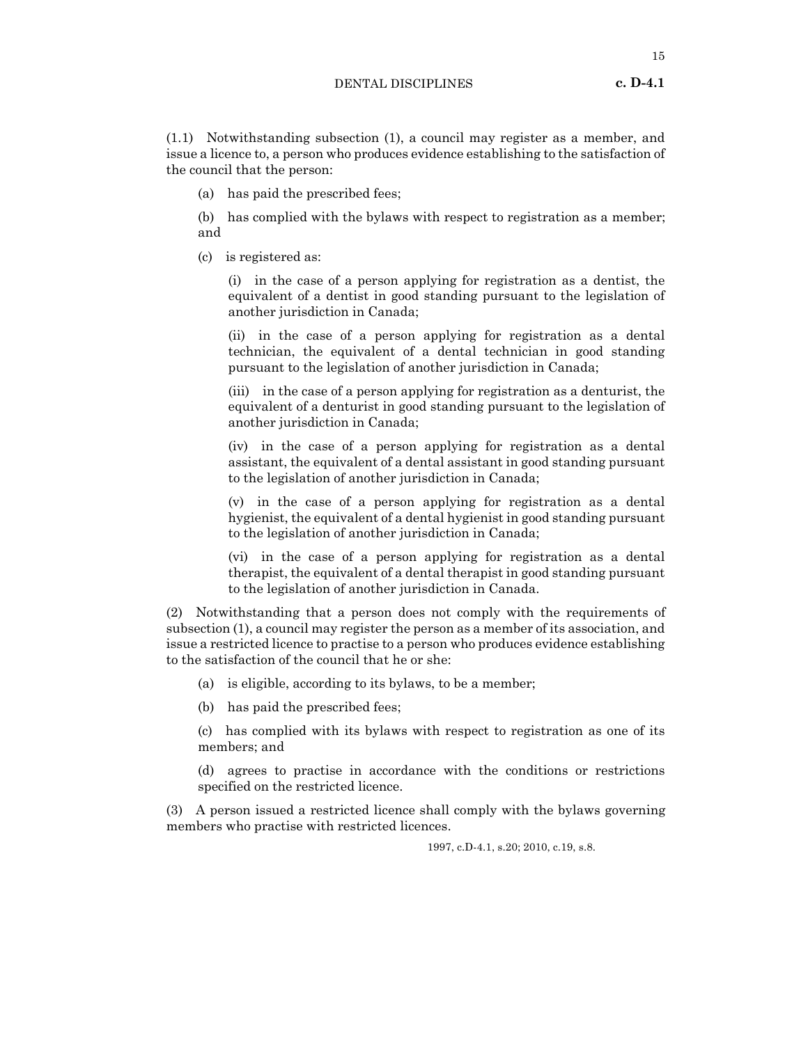(1.1) Notwithstanding subsection (1), a council may register as a member, and issue a licence to, a person who produces evidence establishing to the satisfaction of the council that the person:

(a) has paid the prescribed fees;

(b) has complied with the bylaws with respect to registration as a member; and

(c) is registered as:

(i) in the case of a person applying for registration as a dentist, the equivalent of a dentist in good standing pursuant to the legislation of another jurisdiction in Canada;

(ii) in the case of a person applying for registration as a dental technician, the equivalent of a dental technician in good standing pursuant to the legislation of another jurisdiction in Canada;

(iii) in the case of a person applying for registration as a denturist, the equivalent of a denturist in good standing pursuant to the legislation of another jurisdiction in Canada;

(iv) in the case of a person applying for registration as a dental assistant, the equivalent of a dental assistant in good standing pursuant to the legislation of another jurisdiction in Canada;

(v) in the case of a person applying for registration as a dental hygienist, the equivalent of a dental hygienist in good standing pursuant to the legislation of another jurisdiction in Canada;

(vi) in the case of a person applying for registration as a dental therapist, the equivalent of a dental therapist in good standing pursuant to the legislation of another jurisdiction in Canada.

(2) Notwithstanding that a person does not comply with the requirements of subsection (1), a council may register the person as a member of its association, and issue a restricted licence to practise to a person who produces evidence establishing to the satisfaction of the council that he or she:

(a) is eligible, according to its bylaws, to be a member;

(b) has paid the prescribed fees;

(c) has complied with its bylaws with respect to registration as one of its members; and

(d) agrees to practise in accordance with the conditions or restrictions specified on the restricted licence.

(3) A person issued a restricted licence shall comply with the bylaws governing members who practise with restricted licences.

1997, c.D-4.1, s.20; 2010, c.19, s.8.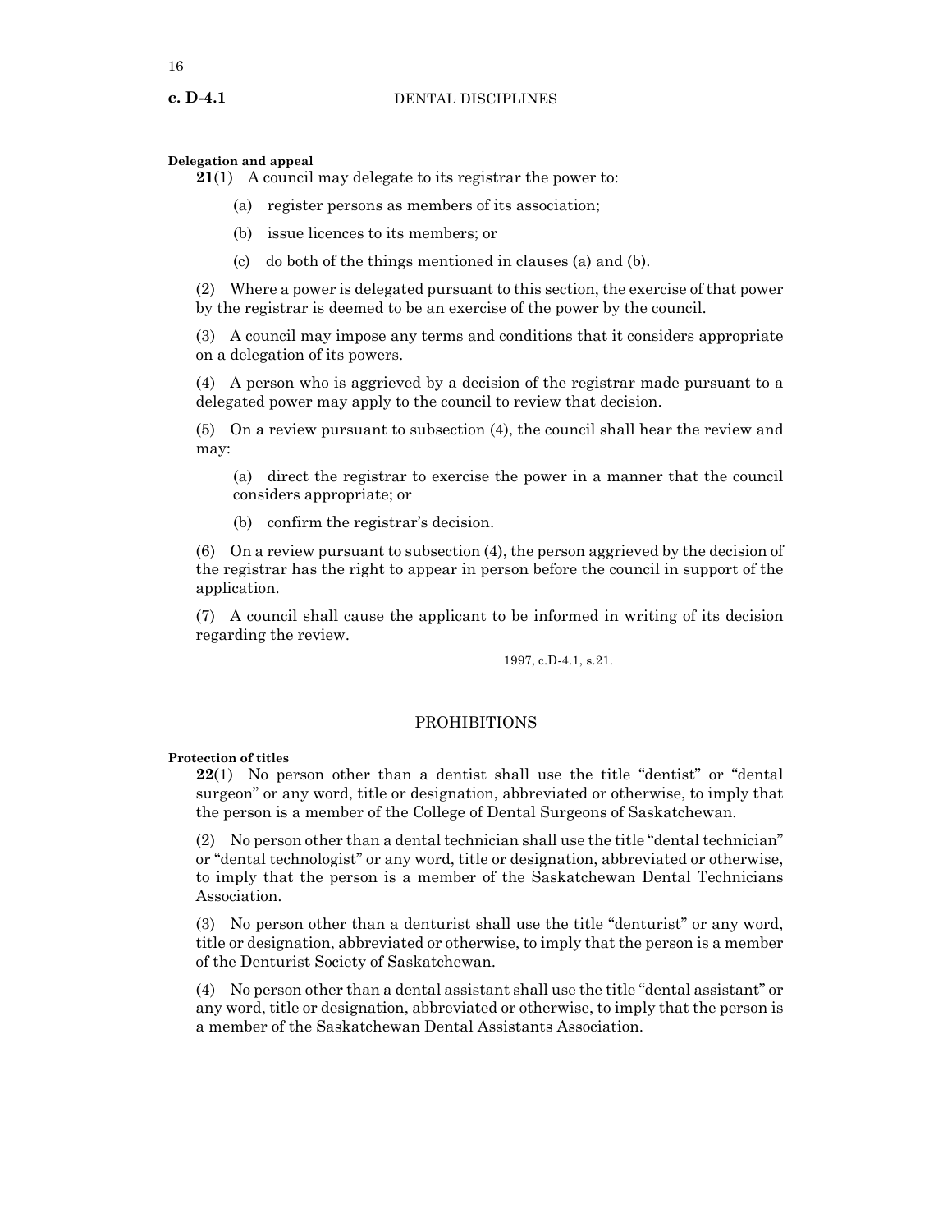**Delegation and appeal**

**21**(1) A council may delegate to its registrar the power to:

(a) register persons as members of its association;

(b) issue licences to its members; or

(c) do both of the things mentioned in clauses (a) and (b).

(2) Where a power is delegated pursuant to this section, the exercise of that power by the registrar is deemed to be an exercise of the power by the council.

(3) A council may impose any terms and conditions that it considers appropriate on a delegation of its powers.

(4) A person who is aggrieved by a decision of the registrar made pursuant to a delegated power may apply to the council to review that decision.

(5) On a review pursuant to subsection (4), the council shall hear the review and may:

(a) direct the registrar to exercise the power in a manner that the council considers appropriate; or

(b) confirm the registrar's decision.

(6) On a review pursuant to subsection (4), the person aggrieved by the decision of the registrar has the right to appear in person before the council in support of the application.

(7) A council shall cause the applicant to be informed in writing of its decision regarding the review.

1997, c.D-4.1, s.21.

## PROHIBITIONS

**Protection of titles**

**22**(1) No person other than a dentist shall use the title "dentist" or "dental surgeon" or any word, title or designation, abbreviated or otherwise, to imply that the person is a member of the College of Dental Surgeons of Saskatchewan.

(2) No person other than a dental technician shall use the title "dental technician" or "dental technologist" or any word, title or designation, abbreviated or otherwise, to imply that the person is a member of the Saskatchewan Dental Technicians Association.

(3) No person other than a denturist shall use the title "denturist" or any word, title or designation, abbreviated or otherwise, to imply that the person is a member of the Denturist Society of Saskatchewan.

(4) No person other than a dental assistant shall use the title "dental assistant" or any word, title or designation, abbreviated or otherwise, to imply that the person is a member of the Saskatchewan Dental Assistants Association.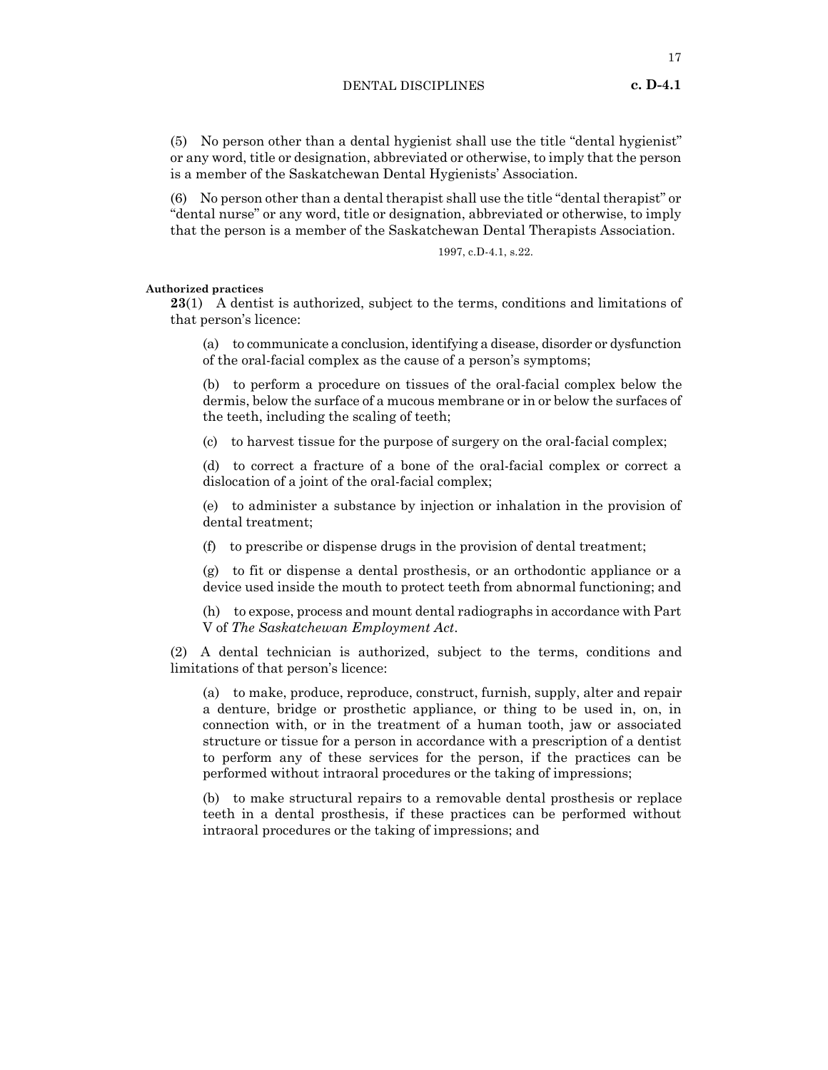(5) No person other than a dental hygienist shall use the title "dental hygienist" or any word, title or designation, abbreviated or otherwise, to imply that the person is a member of the Saskatchewan Dental Hygienists' Association.

(6) No person other than a dental therapist shall use the title "dental therapist" or "dental nurse" or any word, title or designation, abbreviated or otherwise, to imply that the person is a member of the Saskatchewan Dental Therapists Association.

1997, c.D-4.1, s.22.

**Authorized practices**

**23**(1) A dentist is authorized, subject to the terms, conditions and limitations of that person's licence:

(a) to communicate a conclusion, identifying a disease, disorder or dysfunction of the oral-facial complex as the cause of a person's symptoms;

(b) to perform a procedure on tissues of the oral-facial complex below the dermis, below the surface of a mucous membrane or in or below the surfaces of the teeth, including the scaling of teeth;

(c) to harvest tissue for the purpose of surgery on the oral-facial complex;

(d) to correct a fracture of a bone of the oral-facial complex or correct a dislocation of a joint of the oral-facial complex;

(e) to administer a substance by injection or inhalation in the provision of dental treatment;

(f) to prescribe or dispense drugs in the provision of dental treatment;

(g) to fit or dispense a dental prosthesis, or an orthodontic appliance or a device used inside the mouth to protect teeth from abnormal functioning; and

(h) to expose, process and mount dental radiographs in accordance with Part V of *The Saskatchewan Employment Act*.

(2) A dental technician is authorized, subject to the terms, conditions and limitations of that person's licence:

(a) to make, produce, reproduce, construct, furnish, supply, alter and repair a denture, bridge or prosthetic appliance, or thing to be used in, on, in connection with, or in the treatment of a human tooth, jaw or associated structure or tissue for a person in accordance with a prescription of a dentist to perform any of these services for the person, if the practices can be performed without intraoral procedures or the taking of impressions;

(b) to make structural repairs to a removable dental prosthesis or replace teeth in a dental prosthesis, if these practices can be performed without intraoral procedures or the taking of impressions; and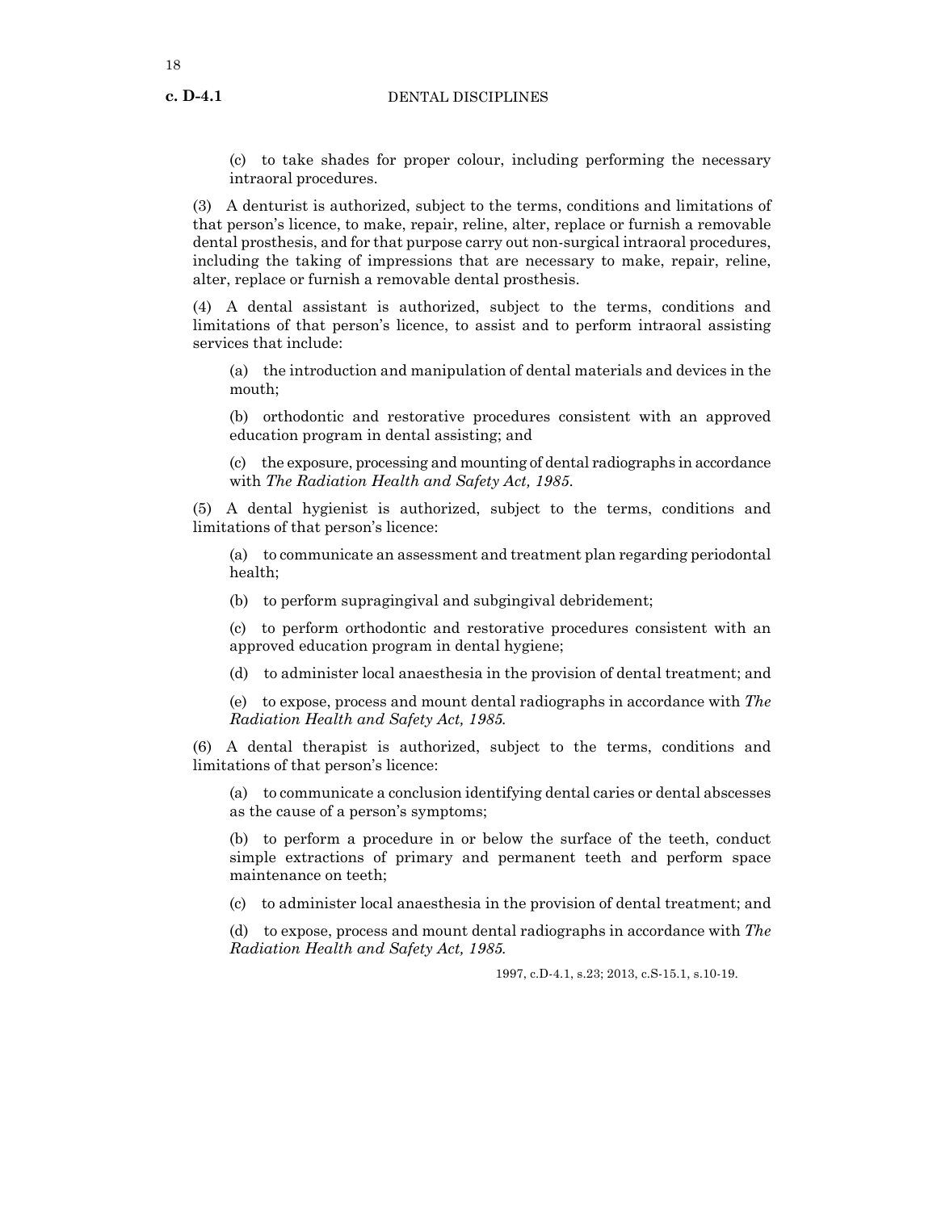(c) to take shades for proper colour, including performing the necessary intraoral procedures.

(3) A denturist is authorized, subject to the terms, conditions and limitations of that person's licence, to make, repair, reline, alter, replace or furnish a removable dental prosthesis, and for that purpose carry out non-surgical intraoral procedures, including the taking of impressions that are necessary to make, repair, reline, alter, replace or furnish a removable dental prosthesis.

(4) A dental assistant is authorized, subject to the terms, conditions and limitations of that person's licence, to assist and to perform intraoral assisting services that include:

(a) the introduction and manipulation of dental materials and devices in the mouth;

(b) orthodontic and restorative procedures consistent with an approved education program in dental assisting; and

(c) the exposure, processing and mounting of dental radiographs in accordance with *The Radiation Health and Safety Act, 1985*.

(5) A dental hygienist is authorized, subject to the terms, conditions and limitations of that person's licence:

(a) to communicate an assessment and treatment plan regarding periodontal health;

(b) to perform supragingival and subgingival debridement;

(c) to perform orthodontic and restorative procedures consistent with an approved education program in dental hygiene;

(d) to administer local anaesthesia in the provision of dental treatment; and

(e) to expose, process and mount dental radiographs in accordance with *The Radiation Health and Safety Act, 1985.*

(6) A dental therapist is authorized, subject to the terms, conditions and limitations of that person's licence:

(a) to communicate a conclusion identifying dental caries or dental abscesses as the cause of a person's symptoms;

(b) to perform a procedure in or below the surface of the teeth, conduct simple extractions of primary and permanent teeth and perform space maintenance on teeth;

(c) to administer local anaesthesia in the provision of dental treatment; and

(d) to expose, process and mount dental radiographs in accordance with *The Radiation Health and Safety Act, 1985.*

1997, c.D-4.1, s.23; 2013, c.S-15.1, s.10-19.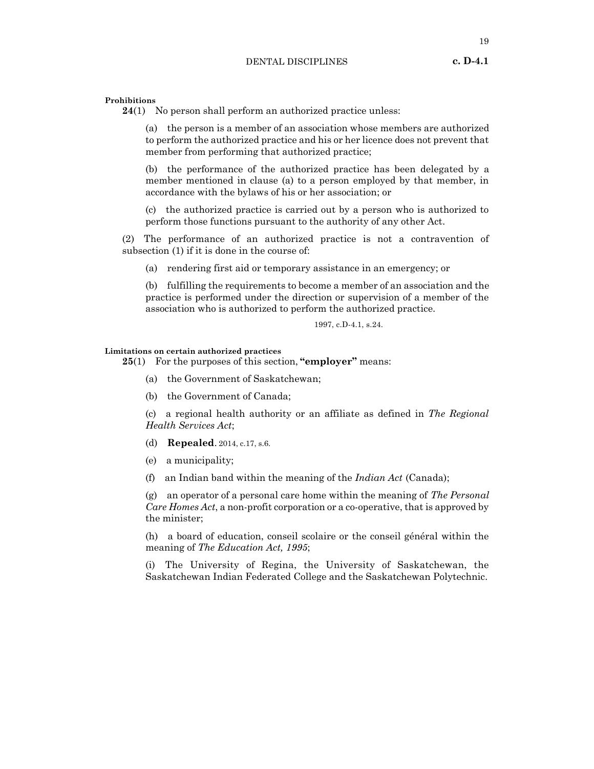**Prohibitions**

**24**(1) No person shall perform an authorized practice unless:

(a) the person is a member of an association whose members are authorized to perform the authorized practice and his or her licence does not prevent that member from performing that authorized practice;

(b) the performance of the authorized practice has been delegated by a member mentioned in clause (a) to a person employed by that member, in accordance with the bylaws of his or her association; or

(c) the authorized practice is carried out by a person who is authorized to perform those functions pursuant to the authority of any other Act.

(2) The performance of an authorized practice is not a contravention of subsection (1) if it is done in the course of:

(a) rendering first aid or temporary assistance in an emergency; or

(b) fulfilling the requirements to become a member of an association and the practice is performed under the direction or supervision of a member of the association who is authorized to perform the authorized practice.

1997, c.D-4.1, s.24.

**Limitations on certain authorized practices**

**25**(1) For the purposes of this section, **"employer"** means:

(a) the Government of Saskatchewan;

(b) the Government of Canada;

(c) a regional health authority or an affiliate as defined in *The Regional Health Services Act*;

(d) **Repealed.** 2014, c.17, s.6.

(e) a municipality;

(f) an Indian band within the meaning of the *Indian Act* (Canada);

(g) an operator of a personal care home within the meaning of *The Personal Care Homes Act*, a non-profit corporation or a co-operative, that is approved by the minister;

(h) a board of education, conseil scolaire or the conseil général within the meaning of *The Education Act, 1995*;

(i) The University of Regina, the University of Saskatchewan, the Saskatchewan Indian Federated College and the Saskatchewan Polytechnic.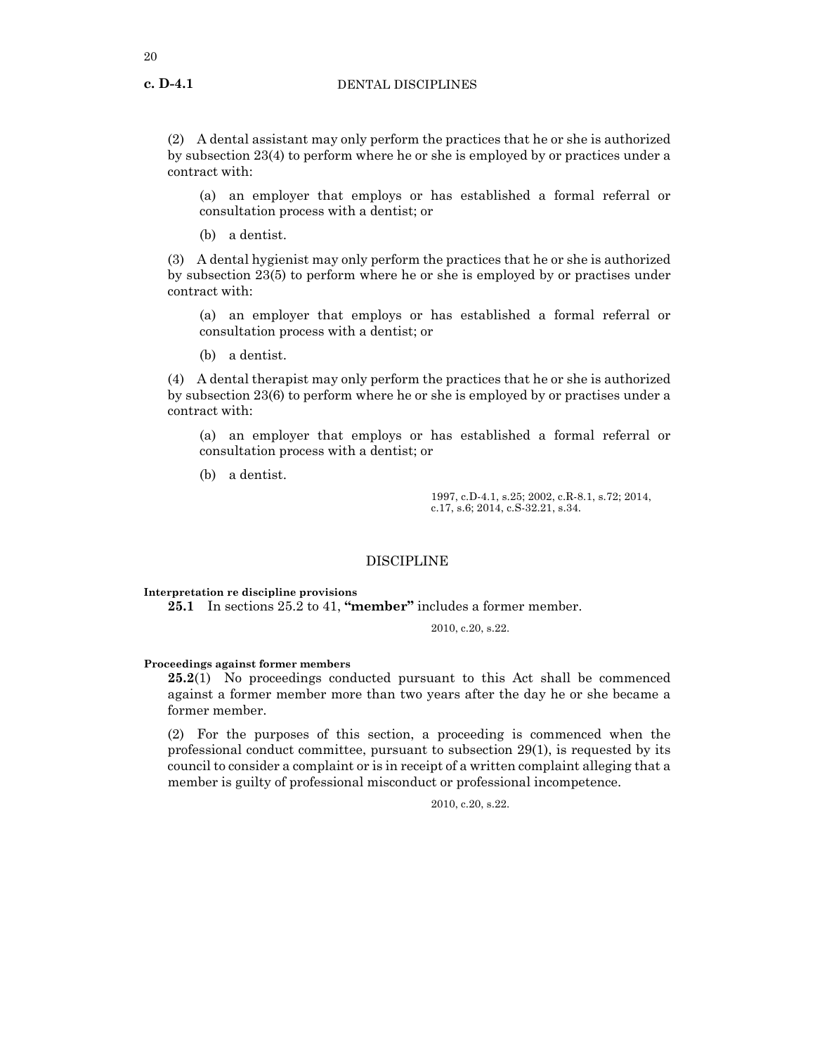(2) A dental assistant may only perform the practices that he or she is authorized by subsection 23(4) to perform where he or she is employed by or practices under a contract with:

(a) an employer that employs or has established a formal referral or consultation process with a dentist; or

(b) a dentist.

(3) A dental hygienist may only perform the practices that he or she is authorized by subsection 23(5) to perform where he or she is employed by or practises under contract with:

(a) an employer that employs or has established a formal referral or consultation process with a dentist; or

(b) a dentist.

(4) A dental therapist may only perform the practices that he or she is authorized by subsection 23(6) to perform where he or she is employed by or practises under a contract with:

(a) an employer that employs or has established a formal referral or consultation process with a dentist; or

(b) a dentist.

1997, c.D-4.1, s.25; 2002, c.R-8.1, s.72; 2014, c.17, s.6; 2014, c.S-32.21, s.34.

## DISCIPLINE

**Interpretation re discipline provisions**

**25.1** In sections 25.2 to 41, **"member"** includes a former member.

2010, c.20, s.22.

**Proceedings against former members**

**25.2**(1) No proceedings conducted pursuant to this Act shall be commenced against a former member more than two years after the day he or she became a former member.

(2) For the purposes of this section, a proceeding is commenced when the professional conduct committee, pursuant to subsection 29(1), is requested by its council to consider a complaint or is in receipt of a written complaint alleging that a member is guilty of professional misconduct or professional incompetence.

2010, c.20, s.22.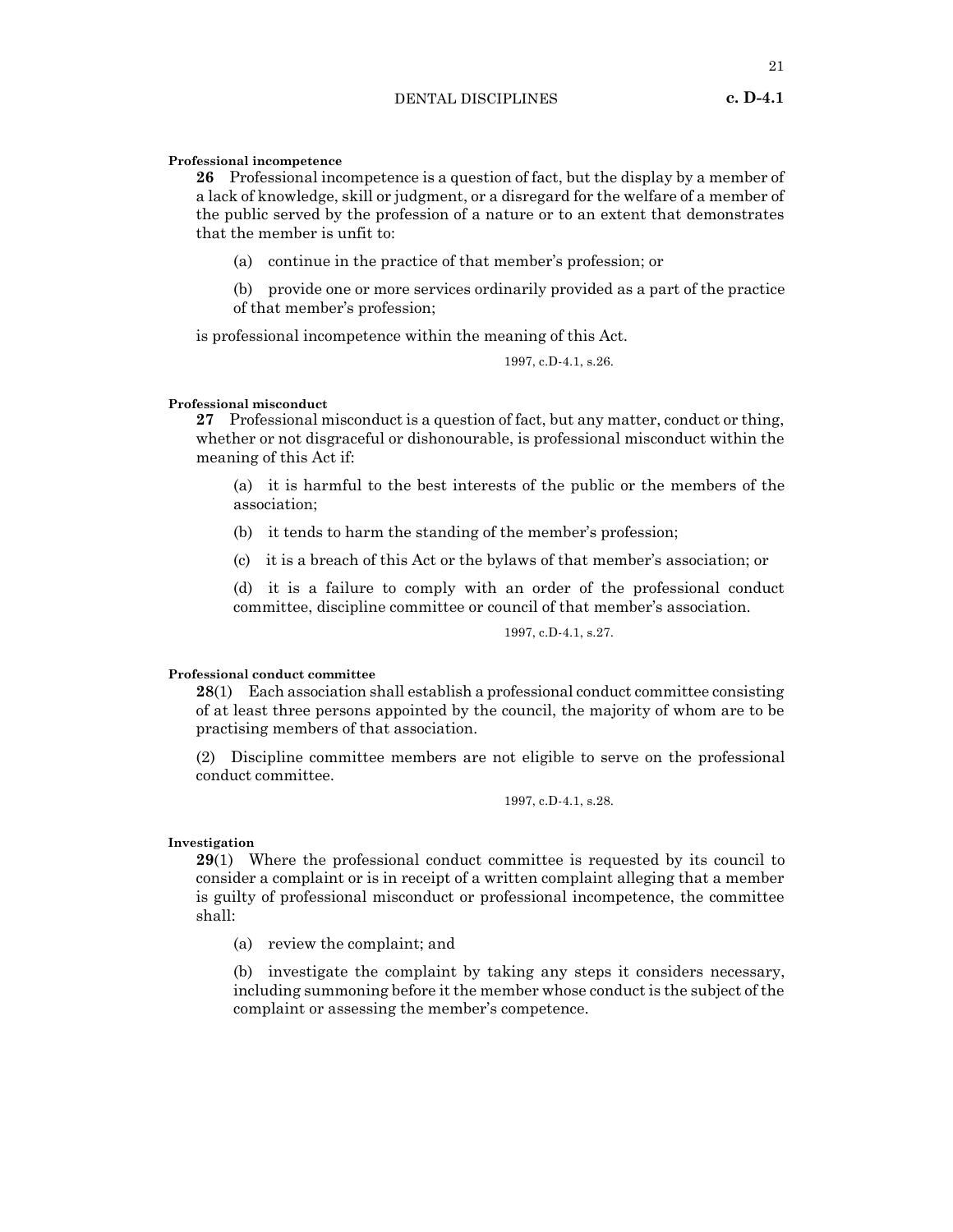**Professional incompetence**

**26** Professional incompetence is a question of fact, but the display by a member of a lack of knowledge, skill or judgment, or a disregard for the welfare of a member of the public served by the profession of a nature or to an extent that demonstrates that the member is unfit to:

(a) continue in the practice of that member's profession; or

(b) provide one or more services ordinarily provided as a part of the practice of that member's profession;

is professional incompetence within the meaning of this Act.

1997, c.D-4.1, s.26.

**Professional misconduct**

**27** Professional misconduct is a question of fact, but any matter, conduct or thing, whether or not disgraceful or dishonourable, is professional misconduct within the meaning of this Act if:

(a) it is harmful to the best interests of the public or the members of the association;

(b) it tends to harm the standing of the member's profession;

(c) it is a breach of this Act or the bylaws of that member's association; or

(d) it is a failure to comply with an order of the professional conduct committee, discipline committee or council of that member's association.

1997, c.D-4.1, s.27.

**Professional conduct committee**

**28**(1) Each association shall establish a professional conduct committee consisting of at least three persons appointed by the council, the majority of whom are to be practising members of that association.

(2) Discipline committee members are not eligible to serve on the professional conduct committee.

1997, c.D-4.1, s.28.

**Investigation**

**29**(1) Where the professional conduct committee is requested by its council to consider a complaint or is in receipt of a written complaint alleging that a member is guilty of professional misconduct or professional incompetence, the committee shall:

(a) review the complaint; and

(b) investigate the complaint by taking any steps it considers necessary, including summoning before it the member whose conduct is the subject of the complaint or assessing the member's competence.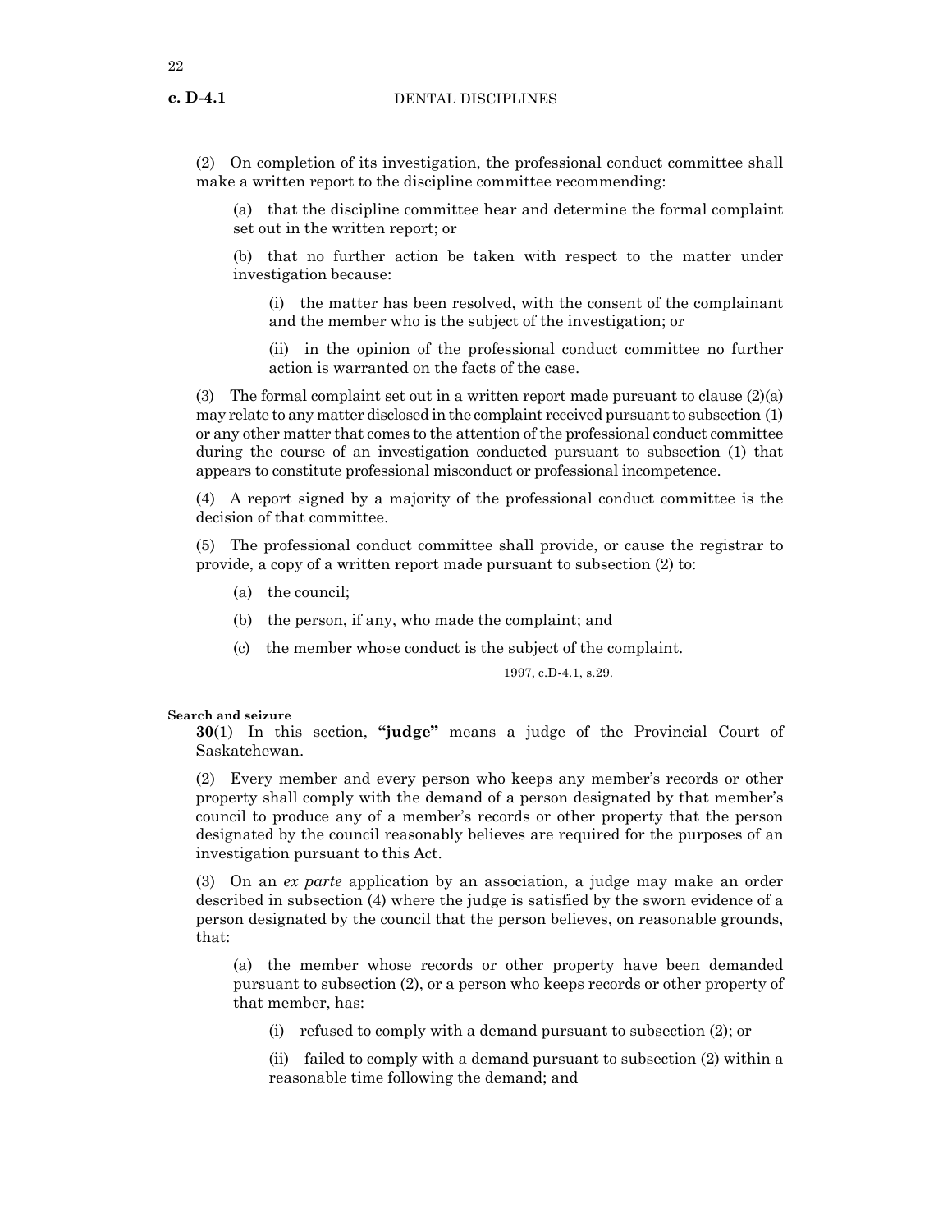(2) On completion of its investigation, the professional conduct committee shall make a written report to the discipline committee recommending:

(a) that the discipline committee hear and determine the formal complaint set out in the written report; or

(b) that no further action be taken with respect to the matter under investigation because:

(i) the matter has been resolved, with the consent of the complainant and the member who is the subject of the investigation; or

(ii) in the opinion of the professional conduct committee no further action is warranted on the facts of the case.

(3) The formal complaint set out in a written report made pursuant to clause (2)(a) may relate to any matter disclosed in the complaint received pursuant to subsection (1) or any other matter that comes to the attention of the professional conduct committee during the course of an investigation conducted pursuant to subsection (1) that appears to constitute professional misconduct or professional incompetence.

(4) A report signed by a majority of the professional conduct committee is the decision of that committee.

(5) The professional conduct committee shall provide, or cause the registrar to provide, a copy of a written report made pursuant to subsection (2) to:

(a) the council;

(b) the person, if any, who made the complaint; and

(c) the member whose conduct is the subject of the complaint.

1997, c.D-4.1, s.29.

**Search and seizure**

**30**(1) In this section, **"judge"** means a judge of the Provincial Court of Saskatchewan.

(2) Every member and every person who keeps any member's records or other property shall comply with the demand of a person designated by that member's council to produce any of a member's records or other property that the person designated by the council reasonably believes are required for the purposes of an investigation pursuant to this Act.

(3) On an *ex parte* application by an association, a judge may make an order described in subsection (4) where the judge is satisfied by the sworn evidence of a person designated by the council that the person believes, on reasonable grounds, that:

(a) the member whose records or other property have been demanded pursuant to subsection (2), or a person who keeps records or other property of that member, has:

(i) refused to comply with a demand pursuant to subsection (2); or

(ii) failed to comply with a demand pursuant to subsection (2) within a reasonable time following the demand; and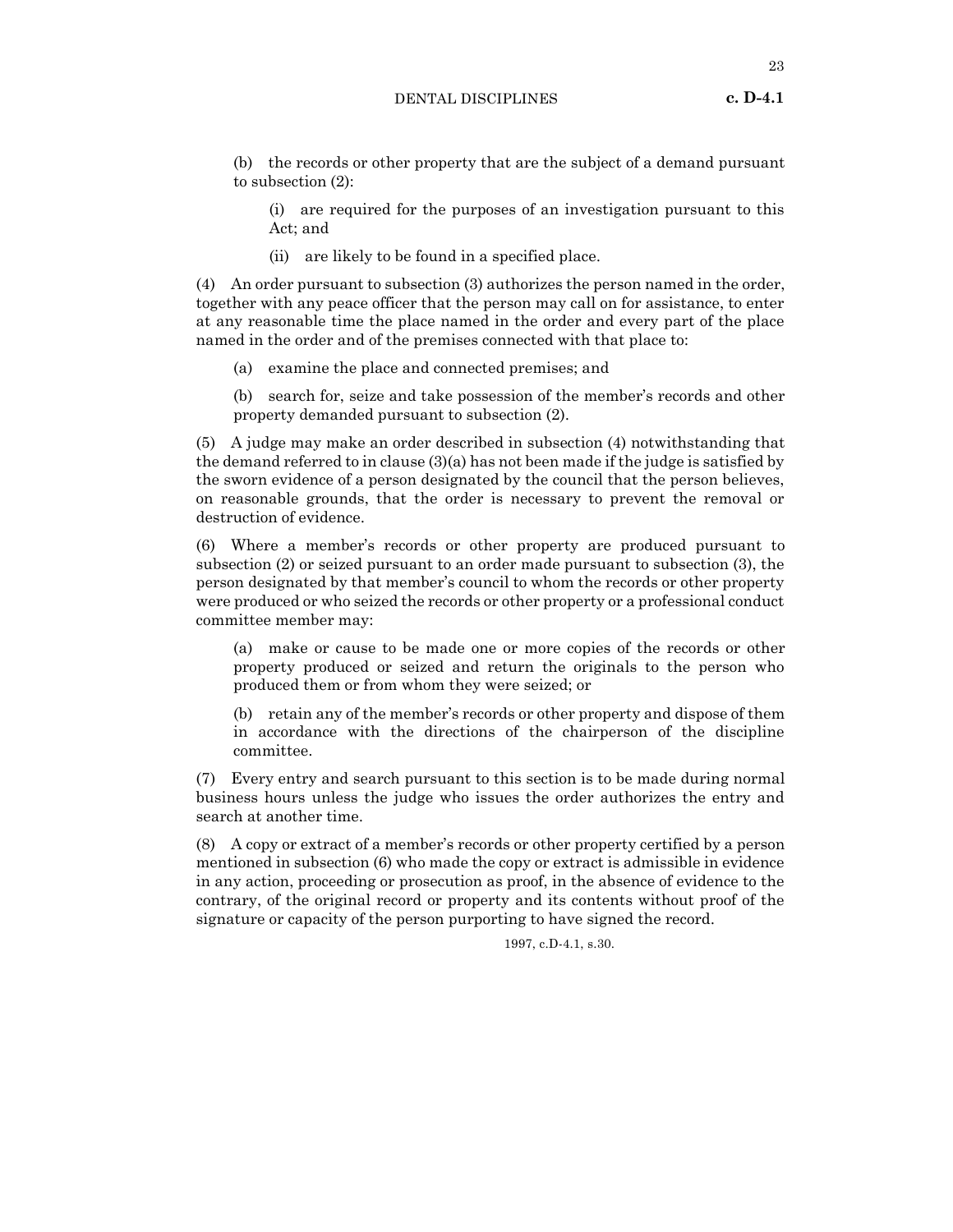(b) the records or other property that are the subject of a demand pursuant to subsection (2):

(i) are required for the purposes of an investigation pursuant to this Act; and

(ii) are likely to be found in a specified place.

(4) An order pursuant to subsection (3) authorizes the person named in the order, together with any peace officer that the person may call on for assistance, to enter at any reasonable time the place named in the order and every part of the place named in the order and of the premises connected with that place to:

(a) examine the place and connected premises; and

(b) search for, seize and take possession of the member's records and other property demanded pursuant to subsection (2).

(5) A judge may make an order described in subsection (4) notwithstanding that the demand referred to in clause (3)(a) has not been made if the judge is satisfied by the sworn evidence of a person designated by the council that the person believes, on reasonable grounds, that the order is necessary to prevent the removal or destruction of evidence.

(6) Where a member's records or other property are produced pursuant to subsection (2) or seized pursuant to an order made pursuant to subsection (3), the person designated by that member's council to whom the records or other property were produced or who seized the records or other property or a professional conduct committee member may:

(a) make or cause to be made one or more copies of the records or other property produced or seized and return the originals to the person who produced them or from whom they were seized; or

(b) retain any of the member's records or other property and dispose of them in accordance with the directions of the chairperson of the discipline committee.

(7) Every entry and search pursuant to this section is to be made during normal business hours unless the judge who issues the order authorizes the entry and search at another time.

(8) A copy or extract of a member's records or other property certified by a person mentioned in subsection (6) who made the copy or extract is admissible in evidence in any action, proceeding or prosecution as proof, in the absence of evidence to the contrary, of the original record or property and its contents without proof of the signature or capacity of the person purporting to have signed the record.

1997, c.D-4.1, s.30.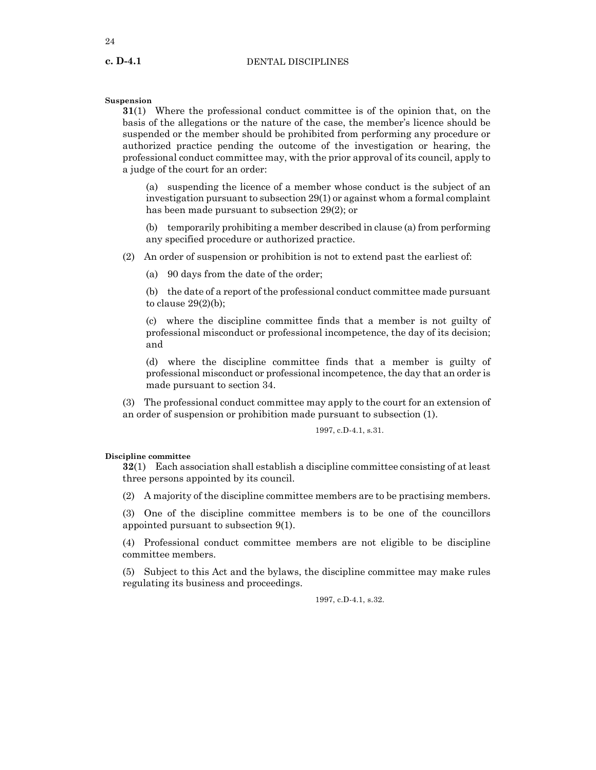**Suspension**

**31**(1) Where the professional conduct committee is of the opinion that, on the basis of the allegations or the nature of the case, the member's licence should be suspended or the member should be prohibited from performing any procedure or authorized practice pending the outcome of the investigation or hearing, the professional conduct committee may, with the prior approval of its council, apply to a judge of the court for an order:

(a) suspending the licence of a member whose conduct is the subject of an investigation pursuant to subsection 29(1) or against whom a formal complaint has been made pursuant to subsection 29(2); or

(b) temporarily prohibiting a member described in clause (a) from performing any specified procedure or authorized practice.

(2) An order of suspension or prohibition is not to extend past the earliest of:

(a) 90 days from the date of the order;

(b) the date of a report of the professional conduct committee made pursuant to clause 29(2)(b);

(c) where the discipline committee finds that a member is not guilty of professional misconduct or professional incompetence, the day of its decision; and

(d) where the discipline committee finds that a member is guilty of professional misconduct or professional incompetence, the day that an order is made pursuant to section 34.

(3) The professional conduct committee may apply to the court for an extension of an order of suspension or prohibition made pursuant to subsection (1).

1997, c.D-4.1, s.31.

**Discipline committee**

**32**(1) Each association shall establish a discipline committee consisting of at least three persons appointed by its council.

(2) A majority of the discipline committee members are to be practising members.

(3) One of the discipline committee members is to be one of the councillors appointed pursuant to subsection 9(1).

(4) Professional conduct committee members are not eligible to be discipline committee members.

(5) Subject to this Act and the bylaws, the discipline committee may make rules regulating its business and proceedings.

1997, c.D-4.1, s.32.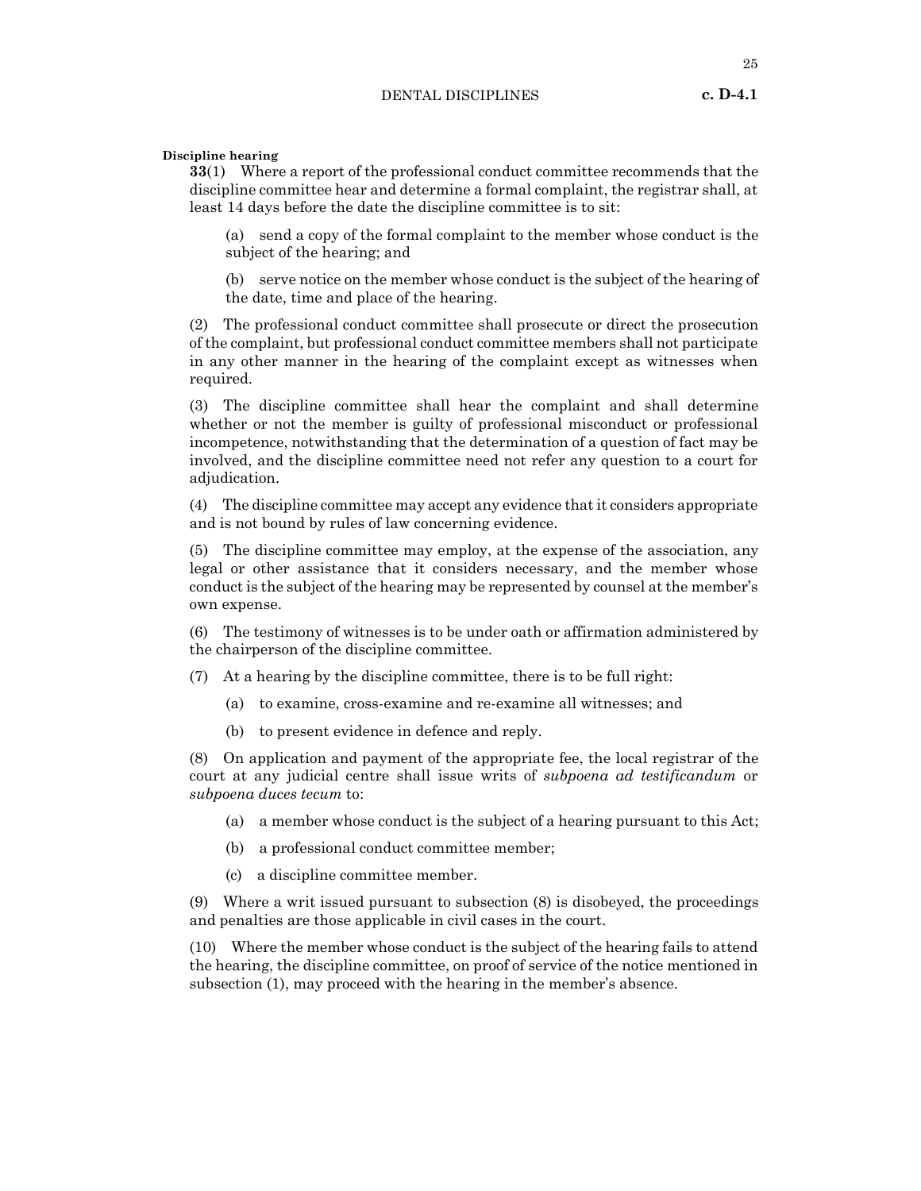**Discipline hearing**

**33**(1) Where a report of the professional conduct committee recommends that the discipline committee hear and determine a formal complaint, the registrar shall, at least 14 days before the date the discipline committee is to sit:

(a) send a copy of the formal complaint to the member whose conduct is the subject of the hearing; and

(b) serve notice on the member whose conduct is the subject of the hearing of the date, time and place of the hearing.

(2) The professional conduct committee shall prosecute or direct the prosecution of the complaint, but professional conduct committee members shall not participate in any other manner in the hearing of the complaint except as witnesses when required.

(3) The discipline committee shall hear the complaint and shall determine whether or not the member is guilty of professional misconduct or professional incompetence, notwithstanding that the determination of a question of fact may be involved, and the discipline committee need not refer any question to a court for adjudication.

(4) The discipline committee may accept any evidence that it considers appropriate and is not bound by rules of law concerning evidence.

(5) The discipline committee may employ, at the expense of the association, any legal or other assistance that it considers necessary, and the member whose conduct is the subject of the hearing may be represented by counsel at the member's own expense.

(6) The testimony of witnesses is to be under oath or affirmation administered by the chairperson of the discipline committee.

(7) At a hearing by the discipline committee, there is to be full right:

(a) to examine, cross-examine and re-examine all witnesses; and

(b) to present evidence in defence and reply.

(8) On application and payment of the appropriate fee, the local registrar of the court at any judicial centre shall issue writs of *subpoena ad testificandum* or *subpoena duces tecum* to:

(a) a member whose conduct is the subject of a hearing pursuant to this Act;

(b) a professional conduct committee member;

(c) a discipline committee member.

(9) Where a writ issued pursuant to subsection (8) is disobeyed, the proceedings and penalties are those applicable in civil cases in the court.

(10) Where the member whose conduct is the subject of the hearing fails to attend the hearing, the discipline committee, on proof of service of the notice mentioned in subsection (1), may proceed with the hearing in the member's absence.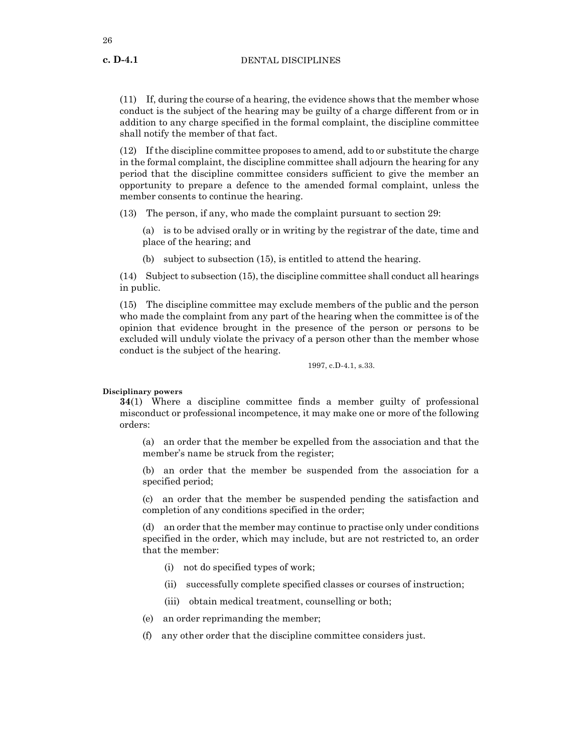(11) If, during the course of a hearing, the evidence shows that the member whose conduct is the subject of the hearing may be guilty of a charge different from or in addition to any charge specified in the formal complaint, the discipline committee shall notify the member of that fact.

(12) If the discipline committee proposes to amend, add to or substitute the charge in the formal complaint, the discipline committee shall adjourn the hearing for any period that the discipline committee considers sufficient to give the member an opportunity to prepare a defence to the amended formal complaint, unless the member consents to continue the hearing.

(13) The person, if any, who made the complaint pursuant to section 29:

(a) is to be advised orally or in writing by the registrar of the date, time and place of the hearing; and

(b) subject to subsection (15), is entitled to attend the hearing.

(14) Subject to subsection (15), the discipline committee shall conduct all hearings in public.

(15) The discipline committee may exclude members of the public and the person who made the complaint from any part of the hearing when the committee is of the opinion that evidence brought in the presence of the person or persons to be excluded will unduly violate the privacy of a person other than the member whose conduct is the subject of the hearing.

1997, c.D-4.1, s.33.

**Disciplinary powers**

**34**(1) Where a discipline committee finds a member guilty of professional misconduct or professional incompetence, it may make one or more of the following orders:

(a) an order that the member be expelled from the association and that the member's name be struck from the register;

(b) an order that the member be suspended from the association for a specified period;

(c) an order that the member be suspended pending the satisfaction and completion of any conditions specified in the order;

(d) an order that the member may continue to practise only under conditions specified in the order, which may include, but are not restricted to, an order that the member:

(i) not do specified types of work;

(ii) successfully complete specified classes or courses of instruction;

(iii) obtain medical treatment, counselling or both;

(e) an order reprimanding the member;

(f) any other order that the discipline committee considers just.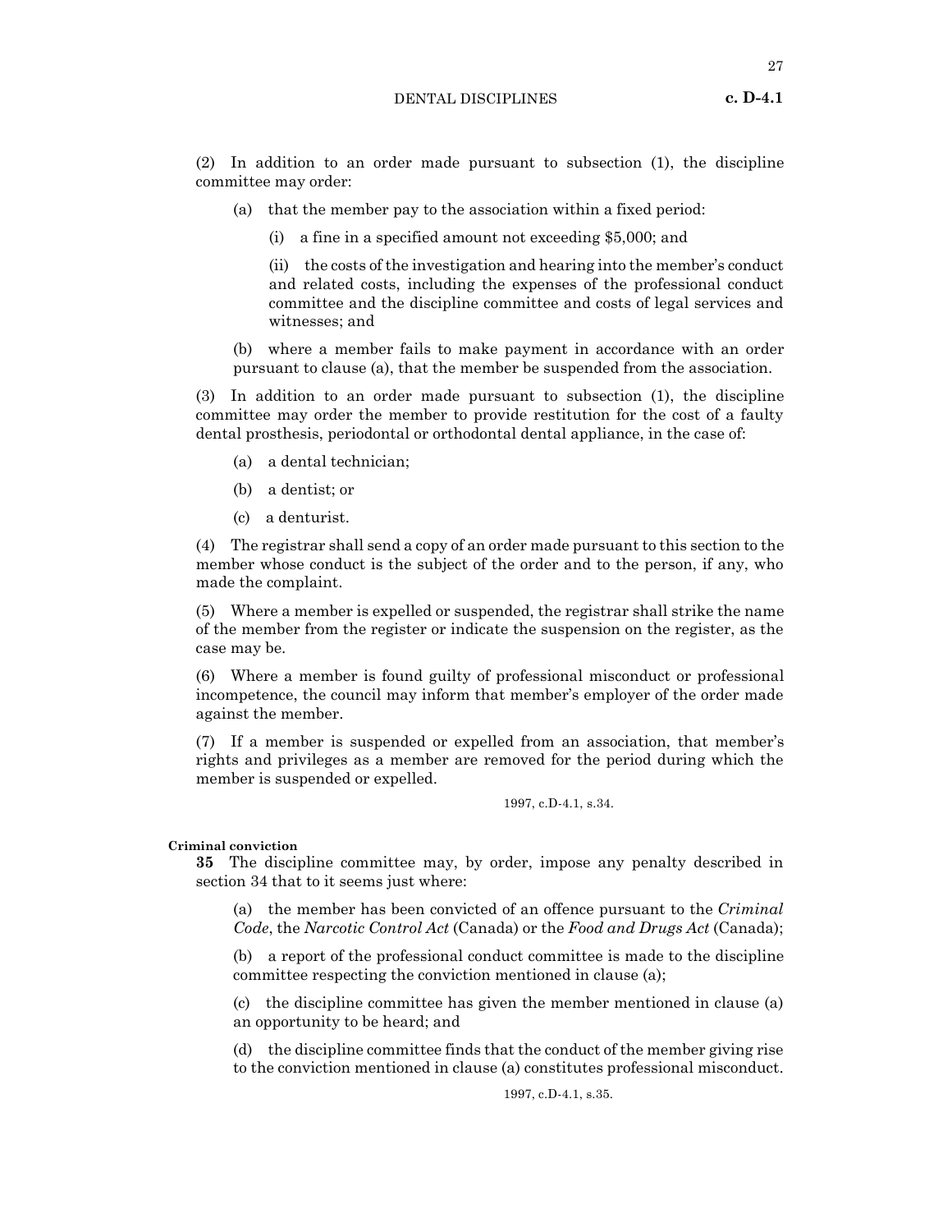(2) In addition to an order made pursuant to subsection (1), the discipline committee may order:

(a) that the member pay to the association within a fixed period:

(i) a fine in a specified amount not exceeding $5,000; and

(ii) the costs of the investigation and hearing into the member's conduct and related costs, including the expenses of the professional conduct committee and the discipline committee and costs of legal services and witnesses; and

(b) where a member fails to make payment in accordance with an order pursuant to clause (a), that the member be suspended from the association.

(3) In addition to an order made pursuant to subsection (1), the discipline committee may order the member to provide restitution for the cost of a faulty dental prosthesis, periodontal or orthodontal dental appliance, in the case of:

(a) a dental technician;

(b) a dentist; or

(c) a denturist.

(4) The registrar shall send a copy of an order made pursuant to this section to the member whose conduct is the subject of the order and to the person, if any, who made the complaint.

(5) Where a member is expelled or suspended, the registrar shall strike the name of the member from the register or indicate the suspension on the register, as the case may be.

(6) Where a member is found guilty of professional misconduct or professional incompetence, the council may inform that member's employer of the order made against the member.

(7) If a member is suspended or expelled from an association, that member's rights and privileges as a member are removed for the period during which the member is suspended or expelled.

1997, c.D-4.1, s.34.

**Criminal conviction**

**35** The discipline committee may, by order, impose any penalty described in section 34 that to it seems just where:

(a) the member has been convicted of an offence pursuant to the *Criminal Code*, the *Narcotic Control Act* (Canada) or the *Food and Drugs Act* (Canada);

(b) a report of the professional conduct committee is made to the discipline committee respecting the conviction mentioned in clause (a);

(c) the discipline committee has given the member mentioned in clause (a) an opportunity to be heard; and

(d) the discipline committee finds that the conduct of the member giving rise to the conviction mentioned in clause (a) constitutes professional misconduct.

1997, c.D-4.1, s.35.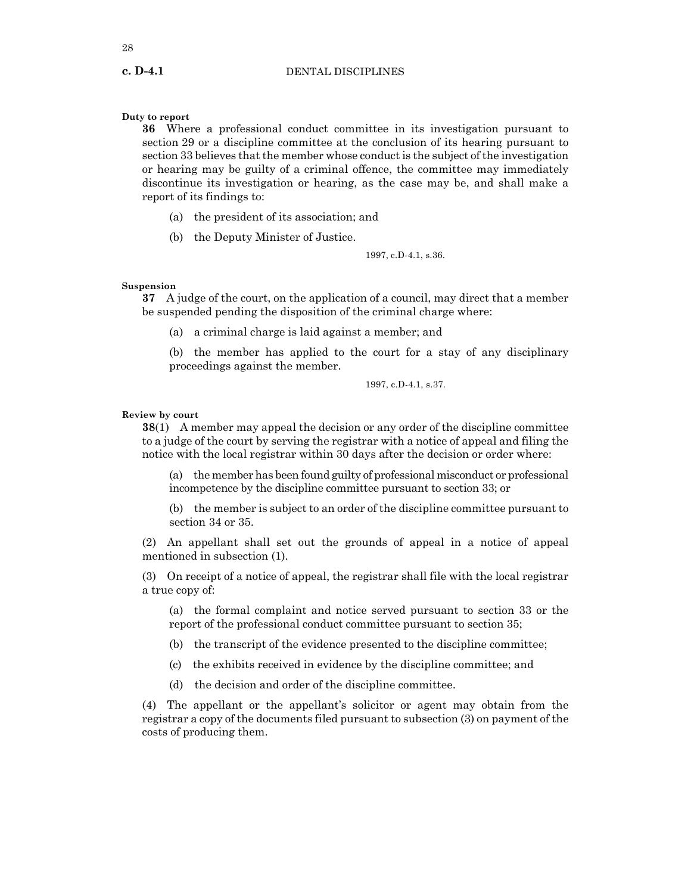**Duty to report**

**36** Where a professional conduct committee in its investigation pursuant to section 29 or a discipline committee at the conclusion of its hearing pursuant to section 33 believes that the member whose conduct is the subject of the investigation or hearing may be guilty of a criminal offence, the committee may immediately discontinue its investigation or hearing, as the case may be, and shall make a report of its findings to:

(a) the president of its association; and

(b) the Deputy Minister of Justice.

1997, c.D-4.1, s.36.

**Suspension**

**37** A judge of the court, on the application of a council, may direct that a member be suspended pending the disposition of the criminal charge where:

(a) a criminal charge is laid against a member; and

(b) the member has applied to the court for a stay of any disciplinary proceedings against the member.

1997, c.D-4.1, s.37.

**Review by court**

**38**(1) A member may appeal the decision or any order of the discipline committee to a judge of the court by serving the registrar with a notice of appeal and filing the notice with the local registrar within 30 days after the decision or order where:

(a) the member has been found guilty of professional misconduct or professional incompetence by the discipline committee pursuant to section 33; or

(b) the member is subject to an order of the discipline committee pursuant to section 34 or 35.

(2) An appellant shall set out the grounds of appeal in a notice of appeal mentioned in subsection (1).

(3) On receipt of a notice of appeal, the registrar shall file with the local registrar a true copy of:

(a) the formal complaint and notice served pursuant to section 33 or the report of the professional conduct committee pursuant to section 35;

(b) the transcript of the evidence presented to the discipline committee;

(c) the exhibits received in evidence by the discipline committee; and

(d) the decision and order of the discipline committee.

(4) The appellant or the appellant's solicitor or agent may obtain from the registrar a copy of the documents filed pursuant to subsection (3) on payment of the costs of producing them.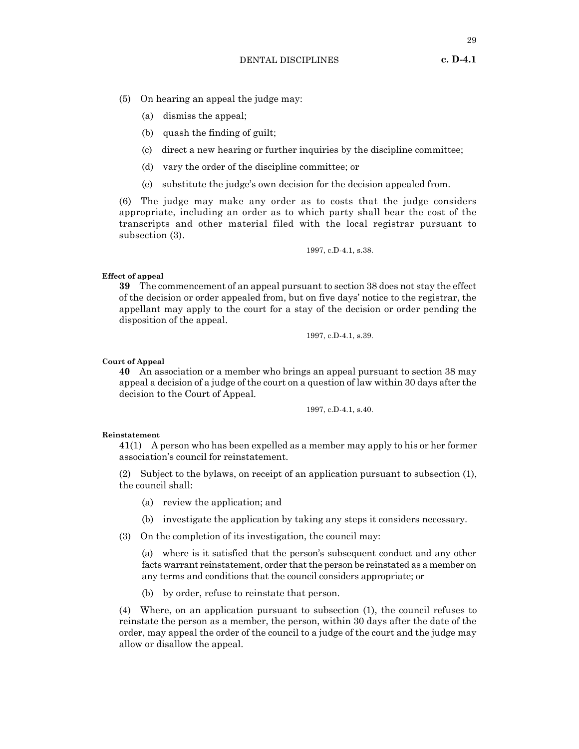(5) On hearing an appeal the judge may:

(a) dismiss the appeal;

(b) quash the finding of guilt;

(c) direct a new hearing or further inquiries by the discipline committee;

(d) vary the order of the discipline committee; or

(e) substitute the judge's own decision for the decision appealed from.

(6) The judge may make any order as to costs that the judge considers appropriate, including an order as to which party shall bear the cost of the transcripts and other material filed with the local registrar pursuant to subsection (3).

1997, c.D-4.1, s.38.

**Effect of appeal**

**39** The commencement of an appeal pursuant to section 38 does not stay the effect of the decision or order appealed from, but on five days' notice to the registrar, the appellant may apply to the court for a stay of the decision or order pending the disposition of the appeal.

1997, c.D-4.1, s.39.

**Court of Appeal**

**40** An association or a member who brings an appeal pursuant to section 38 may appeal a decision of a judge of the court on a question of law within 30 days after the decision to the Court of Appeal.

1997, c.D-4.1, s.40.

**Reinstatement**

**41**(1) A person who has been expelled as a member may apply to his or her former association's council for reinstatement.

(2) Subject to the bylaws, on receipt of an application pursuant to subsection (1), the council shall:

(a) review the application; and

(b) investigate the application by taking any steps it considers necessary.

(3) On the completion of its investigation, the council may:

(a) where is it satisfied that the person's subsequent conduct and any other facts warrant reinstatement, order that the person be reinstated as a member on any terms and conditions that the council considers appropriate; or

(b) by order, refuse to reinstate that person.

(4) Where, on an application pursuant to subsection (1), the council refuses to reinstate the person as a member, the person, within 30 days after the date of the order, may appeal the order of the council to a judge of the court and the judge may allow or disallow the appeal.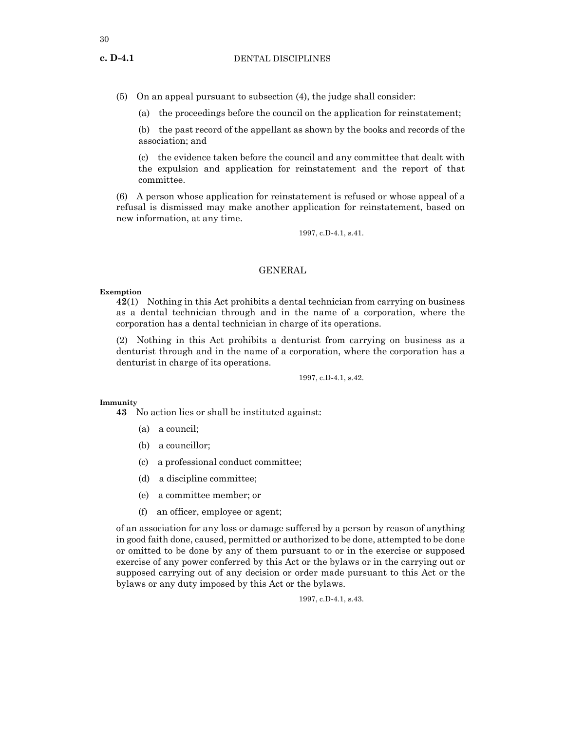(5) On an appeal pursuant to subsection (4), the judge shall consider:

(a) the proceedings before the council on the application for reinstatement;

(b) the past record of the appellant as shown by the books and records of the association; and

(c) the evidence taken before the council and any committee that dealt with the expulsion and application for reinstatement and the report of that committee.

(6) A person whose application for reinstatement is refused or whose appeal of a refusal is dismissed may make another application for reinstatement, based on new information, at any time.

1997, c.D-4.1, s.41.

## GENERAL

**Exemption**

**42**(1) Nothing in this Act prohibits a dental technician from carrying on business as a dental technician through and in the name of a corporation, where the corporation has a dental technician in charge of its operations.

(2) Nothing in this Act prohibits a denturist from carrying on business as a denturist through and in the name of a corporation, where the corporation has a denturist in charge of its operations.

1997, c.D-4.1, s.42.

**Immunity**

**43** No action lies or shall be instituted against:

(a) a council;

(b) a councillor;

(c) a professional conduct committee;

(d) a discipline committee;

(e) a committee member; or

(f) an officer, employee or agent;

of an association for any loss or damage suffered by a person by reason of anything in good faith done, caused, permitted or authorized to be done, attempted to be done or omitted to be done by any of them pursuant to or in the exercise or supposed exercise of any power conferred by this Act or the bylaws or in the carrying out or supposed carrying out of any decision or order made pursuant to this Act or the bylaws or any duty imposed by this Act or the bylaws.

1997, c.D-4.1, s.43.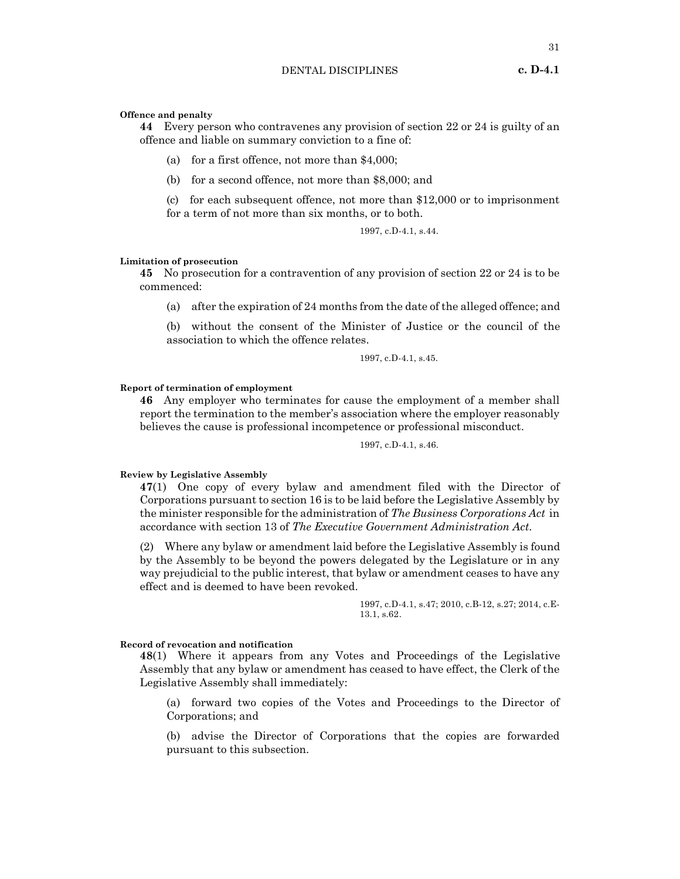**Offence and penalty**

**44** Every person who contravenes any provision of section 22 or 24 is guilty of an offence and liable on summary conviction to a fine of:

(a) for a first offence, not more than $4,000;

(b) for a second offence, not more than $8,000; and

(c) for each subsequent offence, not more than $12,000 or to imprisonment for a term of not more than six months, or to both.

1997, c.D-4.1, s.44.

**Limitation of prosecution**

**45** No prosecution for a contravention of any provision of section 22 or 24 is to be commenced:

(a) after the expiration of 24 months from the date of the alleged offence; and

(b) without the consent of the Minister of Justice or the council of the association to which the offence relates.

1997, c.D-4.1, s.45.

**Report of termination of employment**

**46** Any employer who terminates for cause the employment of a member shall report the termination to the member's association where the employer reasonably believes the cause is professional incompetence or professional misconduct.

1997, c.D-4.1, s.46.

**Review by Legislative Assembly**

**47**(1) One copy of every bylaw and amendment filed with the Director of Corporations pursuant to section 16 is to be laid before the Legislative Assembly by the minister responsible for the administration of *The Business Corporations Act* in accordance with section 13 of *The Executive Government Administration Act*.

(2) Where any bylaw or amendment laid before the Legislative Assembly is found by the Assembly to be beyond the powers delegated by the Legislature or in any way prejudicial to the public interest, that bylaw or amendment ceases to have any effect and is deemed to have been revoked.

1997, c.D-4.1, s.47; 2010, c.B-12, s.27; 2014, c.E-13.1, s.62.

**Record of revocation and notification**

**48**(1) Where it appears from any Votes and Proceedings of the Legislative Assembly that any bylaw or amendment has ceased to have effect, the Clerk of the Legislative Assembly shall immediately:

(a) forward two copies of the Votes and Proceedings to the Director of Corporations; and

(b) advise the Director of Corporations that the copies are forwarded pursuant to this subsection.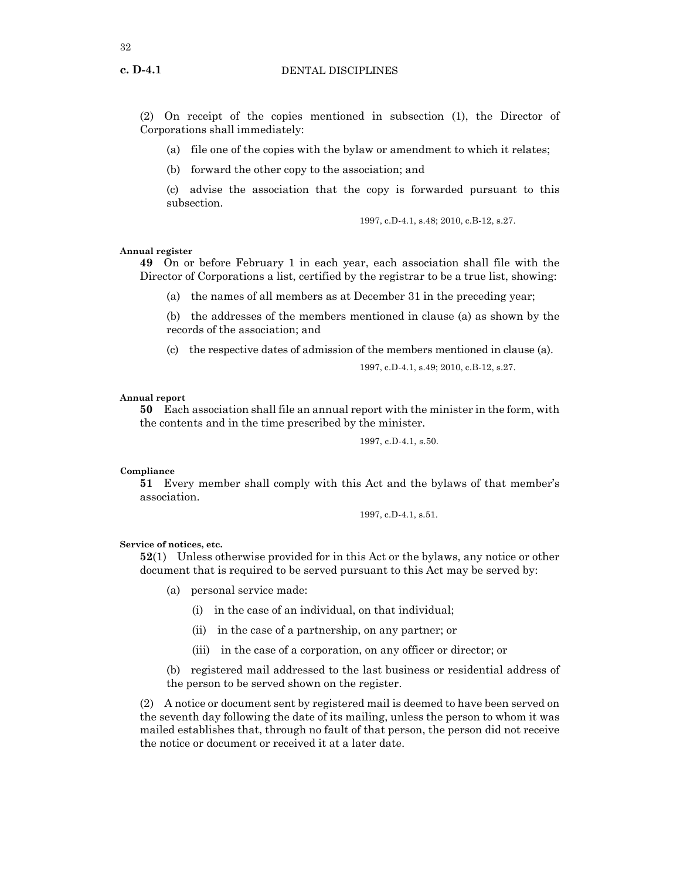(2) On receipt of the copies mentioned in subsection (1), the Director of Corporations shall immediately:

(a) file one of the copies with the bylaw or amendment to which it relates;

(b) forward the other copy to the association; and

(c) advise the association that the copy is forwarded pursuant to this subsection.

1997, c.D-4.1, s.48; 2010, c.B-12, s.27.

**Annual register**

**49** On or before February 1 in each year, each association shall file with the Director of Corporations a list, certified by the registrar to be a true list, showing:

(a) the names of all members as at December 31 in the preceding year;

(b) the addresses of the members mentioned in clause (a) as shown by the records of the association; and

(c) the respective dates of admission of the members mentioned in clause (a).

1997, c.D-4.1, s.49; 2010, c.B-12, s.27.

**Annual report**

**50** Each association shall file an annual report with the minister in the form, with the contents and in the time prescribed by the minister.

1997, c.D-4.1, s.50.

**Compliance**

**51** Every member shall comply with this Act and the bylaws of that member's association.

1997, c.D-4.1, s.51.

**Service of notices, etc.**

**52**(1) Unless otherwise provided for in this Act or the bylaws, any notice or other document that is required to be served pursuant to this Act may be served by:

(a) personal service made:

(i) in the case of an individual, on that individual;

(ii) in the case of a partnership, on any partner; or

(iii) in the case of a corporation, on any officer or director; or

(b) registered mail addressed to the last business or residential address of the person to be served shown on the register.

(2) A notice or document sent by registered mail is deemed to have been served on the seventh day following the date of its mailing, unless the person to whom it was mailed establishes that, through no fault of that person, the person did not receive the notice or document or received it at a later date.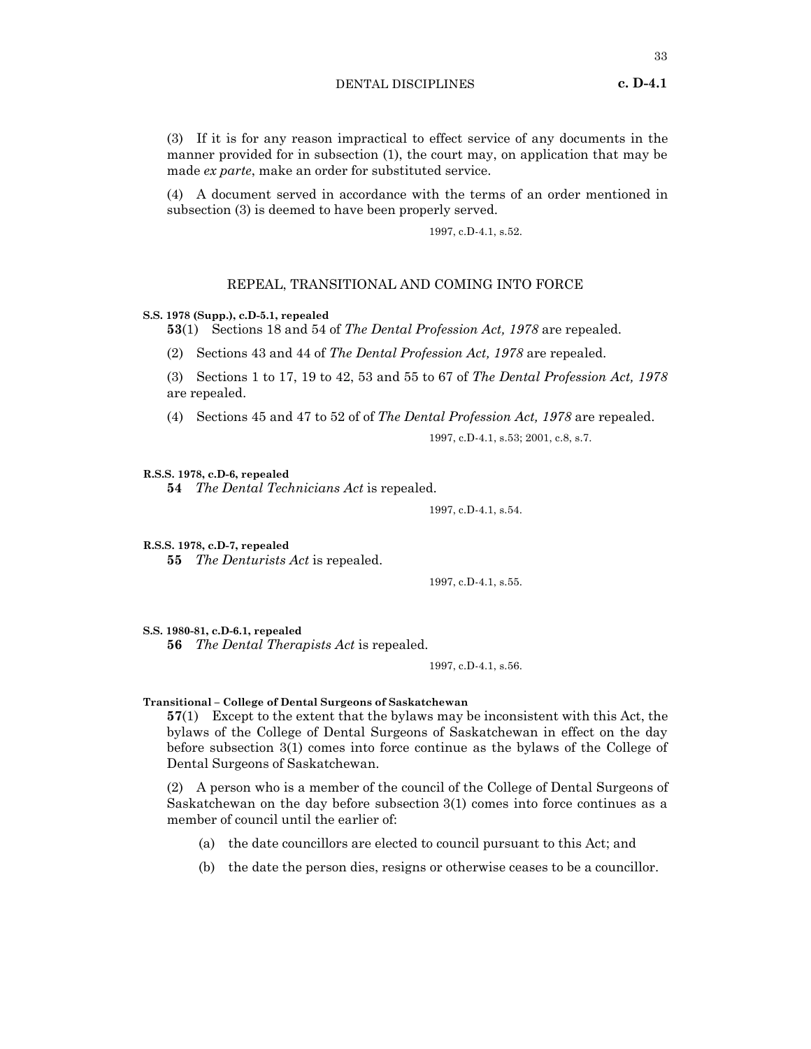(3) If it is for any reason impractical to effect service of any documents in the manner provided for in subsection (1), the court may, on application that may be made *ex parte*, make an order for substituted service.

(4) A document served in accordance with the terms of an order mentioned in subsection (3) is deemed to have been properly served.

1997, c.D-4.1, s.52.

## REPEAL, TRANSITIONAL AND COMING INTO FORCE

**S.S. 1978 (Supp.), c.D-5.1, repealed**

**53**(1) Sections 18 and 54 of *The Dental Profession Act, 1978* are repealed.

(2) Sections 43 and 44 of *The Dental Profession Act, 1978* are repealed.

(3) Sections 1 to 17, 19 to 42, 53 and 55 to 67 of *The Dental Profession Act, 1978* are repealed.

(4) Sections 45 and 47 to 52 of of *The Dental Profession Act, 1978* are repealed.

1997, c.D-4.1, s.53; 2001, c.8, s.7.

**R.S.S. 1978, c.D-6, repealed**

**54** *The Dental Technicians Act* is repealed.

1997, c.D-4.1, s.54.

**R.S.S. 1978, c.D-7, repealed**

**55** *The Denturists Act* is repealed.

1997, c.D-4.1, s.55.

**S.S. 1980-81, c.D-6.1, repealed**

**56** *The Dental Therapists Act* is repealed.

1997, c.D-4.1, s.56.

**Transitional – College of Dental Surgeons of Saskatchewan**

**57**(1) Except to the extent that the bylaws may be inconsistent with this Act, the bylaws of the College of Dental Surgeons of Saskatchewan in effect on the day before subsection 3(1) comes into force continue as the bylaws of the College of Dental Surgeons of Saskatchewan.

(2) A person who is a member of the council of the College of Dental Surgeons of Saskatchewan on the day before subsection 3(1) comes into force continues as a member of council until the earlier of:

(a) the date councillors are elected to council pursuant to this Act; and

(b) the date the person dies, resigns or otherwise ceases to be a councillor.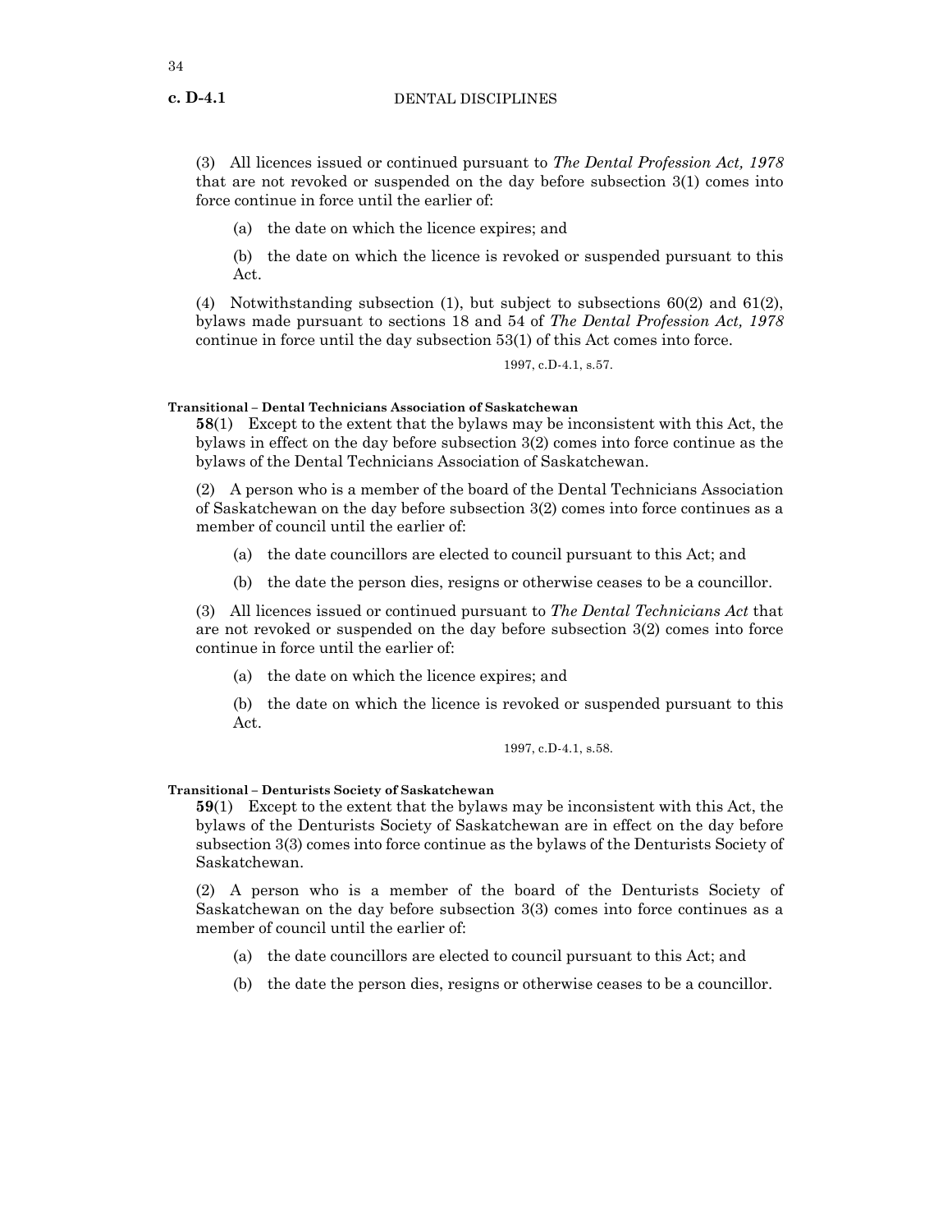(3) All licences issued or continued pursuant to *The Dental Profession Act, 1978* that are not revoked or suspended on the day before subsection 3(1) comes into force continue in force until the earlier of:

(a) the date on which the licence expires; and

(b) the date on which the licence is revoked or suspended pursuant to this Act.

(4) Notwithstanding subsection (1), but subject to subsections 60(2) and 61(2), bylaws made pursuant to sections 18 and 54 of *The Dental Profession Act, 1978* continue in force until the day subsection 53(1) of this Act comes into force.

1997, c.D-4.1, s.57.

**Transitional – Dental Technicians Association of Saskatchewan**

**58**(1) Except to the extent that the bylaws may be inconsistent with this Act, the bylaws in effect on the day before subsection 3(2) comes into force continue as the bylaws of the Dental Technicians Association of Saskatchewan.

(2) A person who is a member of the board of the Dental Technicians Association of Saskatchewan on the day before subsection 3(2) comes into force continues as a member of council until the earlier of:

(a) the date councillors are elected to council pursuant to this Act; and

(b) the date the person dies, resigns or otherwise ceases to be a councillor.

(3) All licences issued or continued pursuant to *The Dental Technicians Act* that are not revoked or suspended on the day before subsection 3(2) comes into force continue in force until the earlier of:

(a) the date on which the licence expires; and

(b) the date on which the licence is revoked or suspended pursuant to this Act.

1997, c.D-4.1, s.58.

**Transitional – Denturists Society of Saskatchewan**

**59**(1) Except to the extent that the bylaws may be inconsistent with this Act, the bylaws of the Denturists Society of Saskatchewan are in effect on the day before subsection 3(3) comes into force continue as the bylaws of the Denturists Society of Saskatchewan.

(2) A person who is a member of the board of the Denturists Society of Saskatchewan on the day before subsection 3(3) comes into force continues as a member of council until the earlier of:

(a) the date councillors are elected to council pursuant to this Act; and

(b) the date the person dies, resigns or otherwise ceases to be a councillor.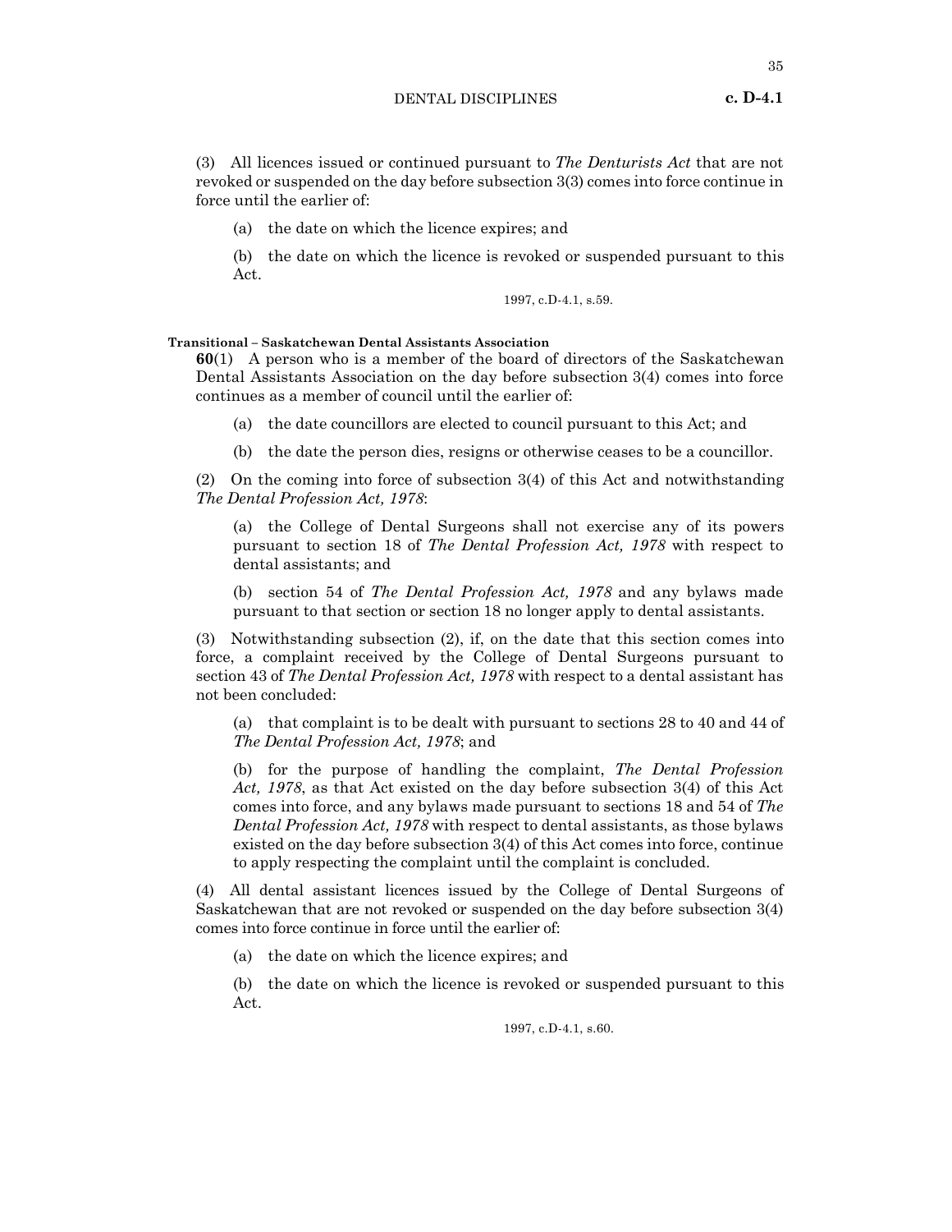(3) All licences issued or continued pursuant to *The Denturists Act* that are not revoked or suspended on the day before subsection 3(3) comes into force continue in force until the earlier of:

(a) the date on which the licence expires; and

(b) the date on which the licence is revoked or suspended pursuant to this Act.

1997, c.D-4.1, s.59.

**Transitional – Saskatchewan Dental Assistants Association**

**60**(1) A person who is a member of the board of directors of the Saskatchewan Dental Assistants Association on the day before subsection 3(4) comes into force continues as a member of council until the earlier of:

(a) the date councillors are elected to council pursuant to this Act; and

(b) the date the person dies, resigns or otherwise ceases to be a councillor.

(2) On the coming into force of subsection 3(4) of this Act and notwithstanding *The Dental Profession Act, 1978*:

(a) the College of Dental Surgeons shall not exercise any of its powers pursuant to section 18 of *The Dental Profession Act, 1978* with respect to dental assistants; and

(b) section 54 of *The Dental Profession Act, 1978* and any bylaws made pursuant to that section or section 18 no longer apply to dental assistants.

(3) Notwithstanding subsection (2), if, on the date that this section comes into force, a complaint received by the College of Dental Surgeons pursuant to section 43 of *The Dental Profession Act, 1978* with respect to a dental assistant has not been concluded:

(a) that complaint is to be dealt with pursuant to sections 28 to 40 and 44 of *The Dental Profession Act, 1978*; and

(b) for the purpose of handling the complaint, *The Dental Profession Act, 1978*, as that Act existed on the day before subsection 3(4) of this Act comes into force, and any bylaws made pursuant to sections 18 and 54 of *The Dental Profession Act, 1978* with respect to dental assistants, as those bylaws existed on the day before subsection 3(4) of this Act comes into force, continue to apply respecting the complaint until the complaint is concluded.

(4) All dental assistant licences issued by the College of Dental Surgeons of Saskatchewan that are not revoked or suspended on the day before subsection 3(4) comes into force continue in force until the earlier of:

(a) the date on which the licence expires; and

(b) the date on which the licence is revoked or suspended pursuant to this Act.

1997, c.D-4.1, s.60.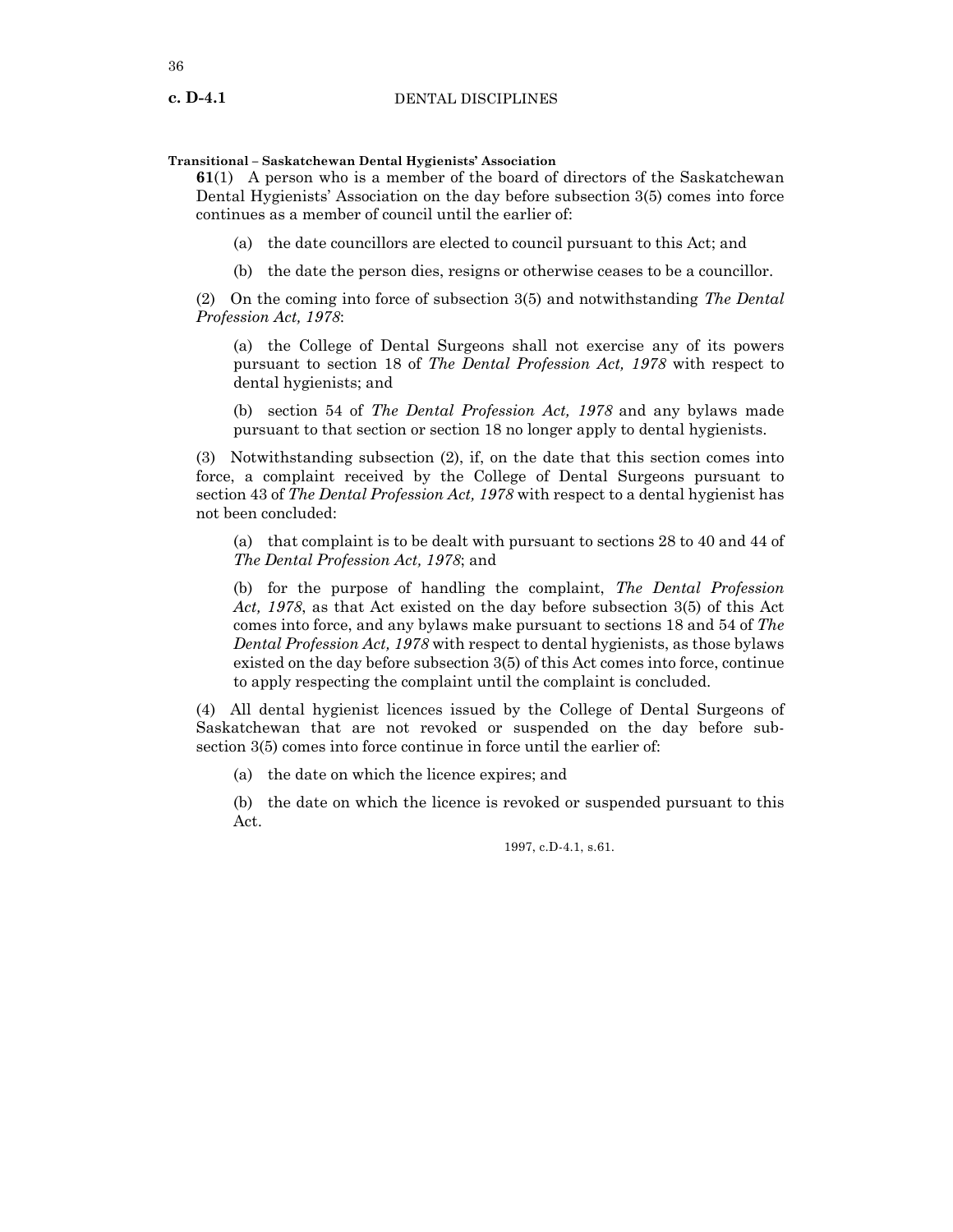**Transitional – Saskatchewan Dental Hygienists' Association**

**61**(1) A person who is a member of the board of directors of the Saskatchewan Dental Hygienists' Association on the day before subsection 3(5) comes into force continues as a member of council until the earlier of:

(a) the date councillors are elected to council pursuant to this Act; and

(b) the date the person dies, resigns or otherwise ceases to be a councillor.

(2) On the coming into force of subsection 3(5) and notwithstanding *The Dental Profession Act, 1978*:

(a) the College of Dental Surgeons shall not exercise any of its powers pursuant to section 18 of *The Dental Profession Act, 1978* with respect to dental hygienists; and

(b) section 54 of *The Dental Profession Act, 1978* and any bylaws made pursuant to that section or section 18 no longer apply to dental hygienists.

(3) Notwithstanding subsection (2), if, on the date that this section comes into force, a complaint received by the College of Dental Surgeons pursuant to section 43 of *The Dental Profession Act, 1978* with respect to a dental hygienist has not been concluded:

(a) that complaint is to be dealt with pursuant to sections 28 to 40 and 44 of *The Dental Profession Act, 1978*; and

(b) for the purpose of handling the complaint, *The Dental Profession Act, 1978*, as that Act existed on the day before subsection 3(5) of this Act comes into force, and any bylaws make pursuant to sections 18 and 54 of *The Dental Profession Act, 1978* with respect to dental hygienists, as those bylaws existed on the day before subsection 3(5) of this Act comes into force, continue to apply respecting the complaint until the complaint is concluded.

(4) All dental hygienist licences issued by the College of Dental Surgeons of Saskatchewan that are not revoked or suspended on the day before subsection 3(5) comes into force continue in force until the earlier of:

(a) the date on which the licence expires; and

(b) the date on which the licence is revoked or suspended pursuant to this Act.

1997, c.D-4.1, s.61.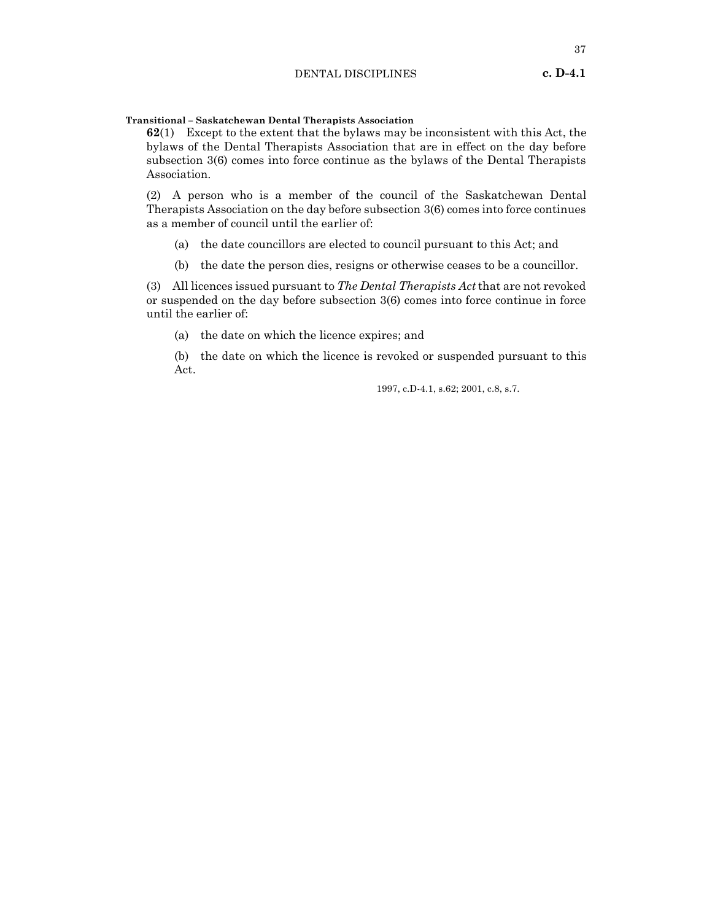**Transitional – Saskatchewan Dental Therapists Association**

**62**(1) Except to the extent that the bylaws may be inconsistent with this Act, the bylaws of the Dental Therapists Association that are in effect on the day before subsection 3(6) comes into force continue as the bylaws of the Dental Therapists Association.

(2) A person who is a member of the council of the Saskatchewan Dental Therapists Association on the day before subsection 3(6) comes into force continues as a member of council until the earlier of:

(a) the date councillors are elected to council pursuant to this Act; and

(b) the date the person dies, resigns or otherwise ceases to be a councillor.

(3) All licences issued pursuant to *The Dental Therapists Act* that are not revoked or suspended on the day before subsection 3(6) comes into force continue in force until the earlier of:

(a) the date on which the licence expires; and

(b) the date on which the licence is revoked or suspended pursuant to this Act.

1997, c.D-4.1, s.62; 2001, c.8, s.7.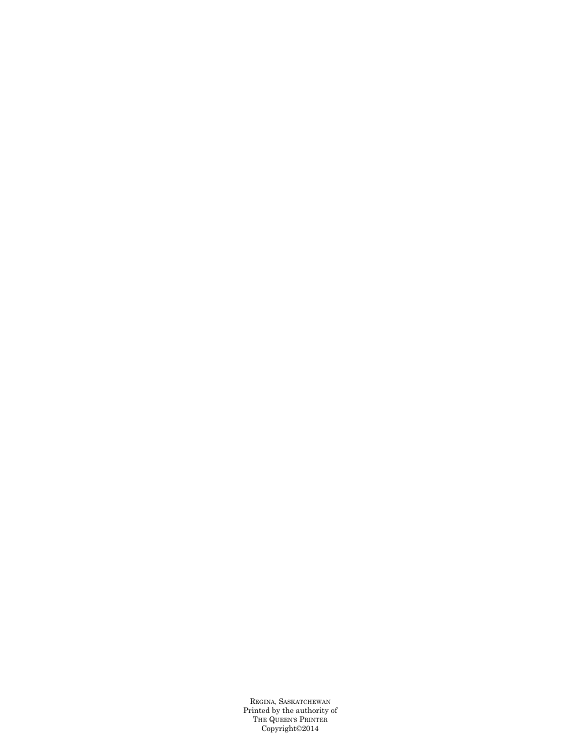Regina, Saskatchewan
Printed by the authority of
The Queen's Printer
Copyright©2014